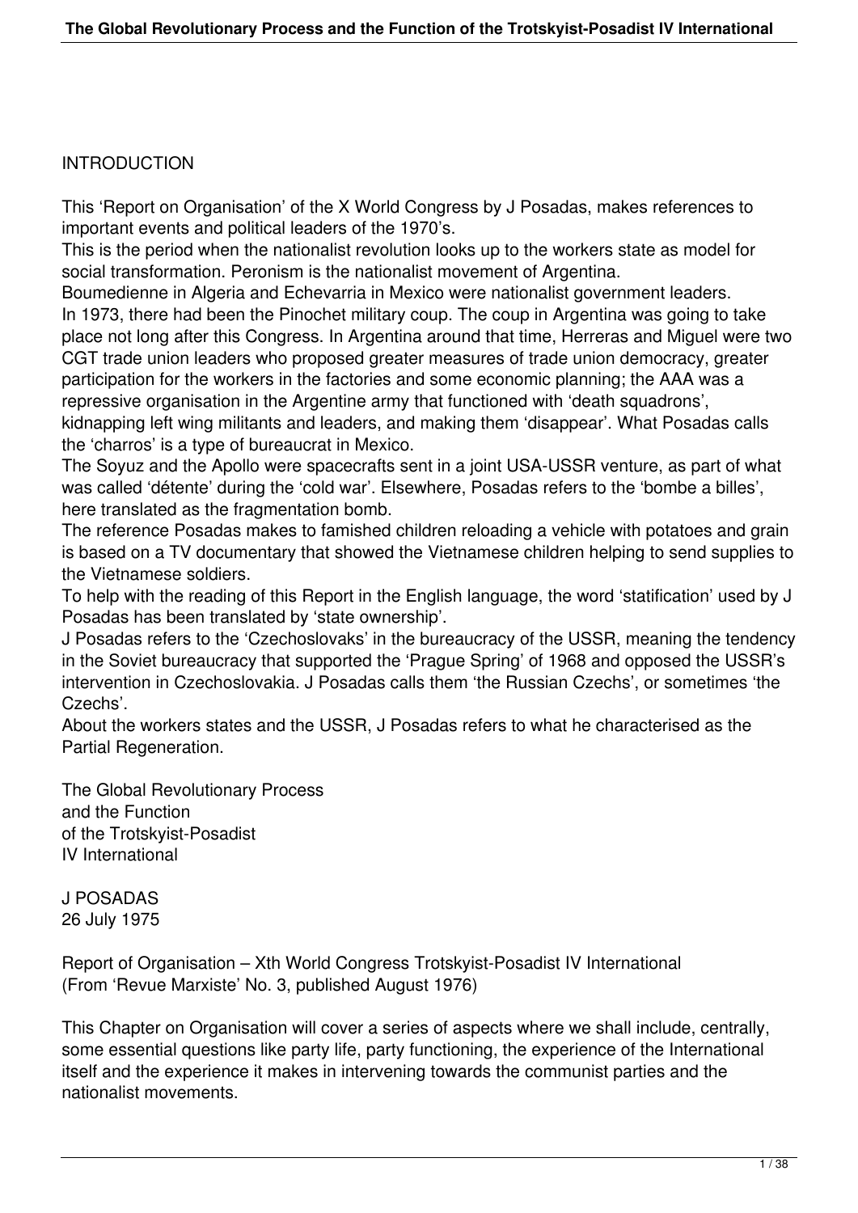## INTRODUCTION

This 'Report on Organisation' of the X World Congress by J Posadas, makes references to important events and political leaders of the 1970's.
This is the period when the nationalist revolution looks up to the workers state as model for social transformation. Peronism is the nationalist movement of Argentina.
Boumedienne in Algeria and Echevarria in Mexico were nationalist government leaders.
In 1973, there had been the Pinochet military coup. The coup in Argentina was going to take place not long after this Congress. In Argentina around that time, Herreras and Miguel were two CGT trade union leaders who proposed greater measures of trade union democracy, greater participation for the workers in the factories and some economic planning; the AAA was a repressive organisation in the Argentine army that functioned with 'death squadrons', kidnapping left wing militants and leaders, and making them 'disappear'. What Posadas calls the 'charros' is a type of bureaucrat in Mexico.
The Soyuz and the Apollo were spacecrafts sent in a joint USA-USSR venture, as part of what was called 'détente' during the 'cold war'. Elsewhere, Posadas refers to the 'bombe a billes', here translated as the fragmentation bomb.
The reference Posadas makes to famished children reloading a vehicle with potatoes and grain is based on a TV documentary that showed the Vietnamese children helping to send supplies to the Vietnamese soldiers.
To help with the reading of this Report in the English language, the word 'statification' used by J Posadas has been translated by 'state ownership'.
J Posadas refers to the 'Czechoslovaks' in the bureaucracy of the USSR, meaning the tendency in the Soviet bureaucracy that supported the 'Prague Spring' of 1968 and opposed the USSR's intervention in Czechoslovakia. J Posadas calls them 'the Russian Czechs', or sometimes 'the Czechs'.
About the workers states and the USSR, J Posadas refers to what he characterised as the Partial Regeneration.

# The Global Revolutionary Process and the Function of the Trotskyist-Posadist IV International

J POSADAS
26 July 1975

Report of Organisation – Xth World Congress Trotskyist-Posadist IV International
(From 'Revue Marxiste' No. 3, published August 1976)

This Chapter on Organisation will cover a series of aspects where we shall include, centrally, some essential questions like party life, party functioning, the experience of the International itself and the experience it makes in intervening towards the communist parties and the nationalist movements.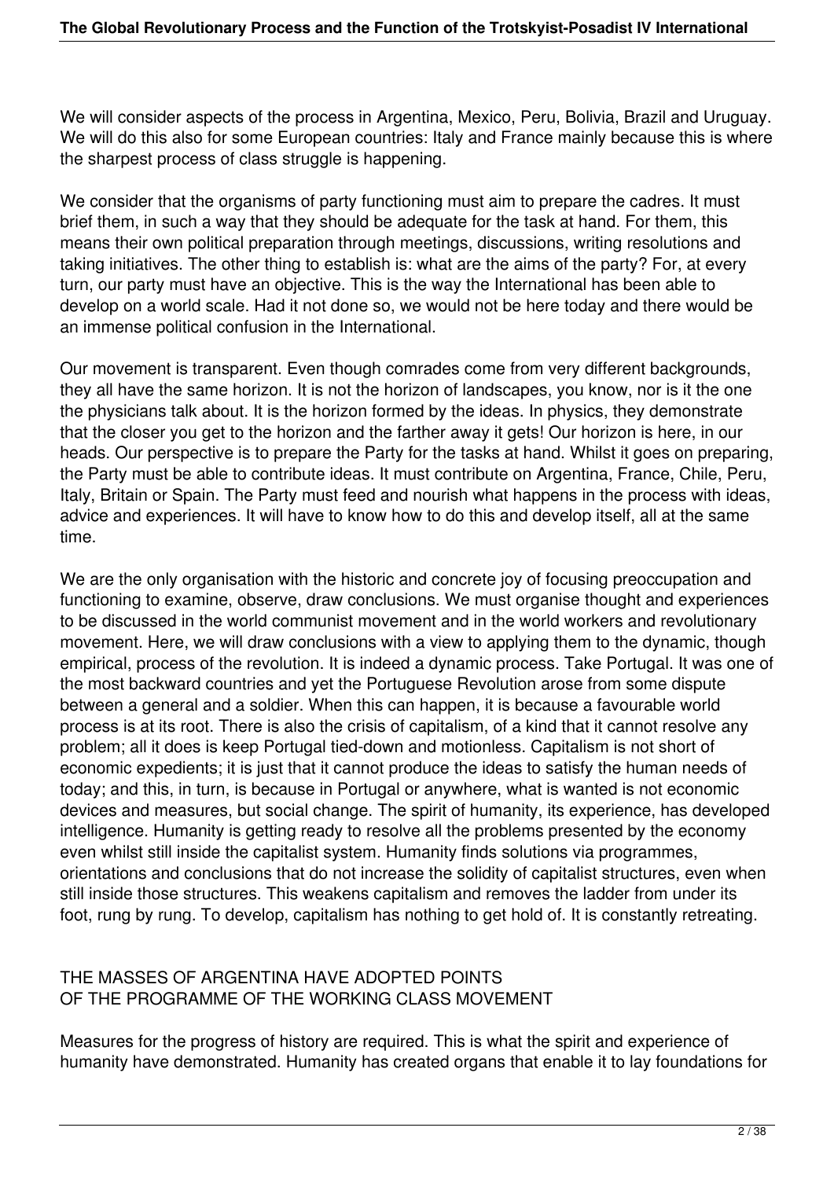We will consider aspects of the process in Argentina, Mexico, Peru, Bolivia, Brazil and Uruguay. We will do this also for some European countries: Italy and France mainly because this is where the sharpest process of class struggle is happening.

We consider that the organisms of party functioning must aim to prepare the cadres. It must brief them, in such a way that they should be adequate for the task at hand. For them, this means their own political preparation through meetings, discussions, writing resolutions and taking initiatives. The other thing to establish is: what are the aims of the party? For, at every turn, our party must have an objective. This is the way the International has been able to develop on a world scale. Had it not done so, we would not be here today and there would be an immense political confusion in the International.

Our movement is transparent. Even though comrades come from very different backgrounds, they all have the same horizon. It is not the horizon of landscapes, you know, nor is it the one the physicians talk about. It is the horizon formed by the ideas. In physics, they demonstrate that the closer you get to the horizon and the farther away it gets! Our horizon is here, in our heads. Our perspective is to prepare the Party for the tasks at hand. Whilst it goes on preparing, the Party must be able to contribute ideas. It must contribute on Argentina, France, Chile, Peru, Italy, Britain or Spain. The Party must feed and nourish what happens in the process with ideas, advice and experiences. It will have to know how to do this and develop itself, all at the same time.

We are the only organisation with the historic and concrete joy of focusing preoccupation and functioning to examine, observe, draw conclusions. We must organise thought and experiences to be discussed in the world communist movement and in the world workers and revolutionary movement. Here, we will draw conclusions with a view to applying them to the dynamic, though empirical, process of the revolution. It is indeed a dynamic process. Take Portugal. It was one of the most backward countries and yet the Portuguese Revolution arose from some dispute between a general and a soldier. When this can happen, it is because a favourable world process is at its root. There is also the crisis of capitalism, of a kind that it cannot resolve any problem; all it does is keep Portugal tied-down and motionless. Capitalism is not short of economic expedients; it is just that it cannot produce the ideas to satisfy the human needs of today; and this, in turn, is because in Portugal or anywhere, what is wanted is not economic devices and measures, but social change. The spirit of humanity, its experience, has developed intelligence. Humanity is getting ready to resolve all the problems presented by the economy even whilst still inside the capitalist system. Humanity finds solutions via programmes, orientations and conclusions that do not increase the solidity of capitalist structures, even when still inside those structures. This weakens capitalism and removes the ladder from under its foot, rung by rung. To develop, capitalism has nothing to get hold of. It is constantly retreating.

## THE MASSES OF ARGENTINA HAVE ADOPTED POINTS OF THE PROGRAMME OF THE WORKING CLASS MOVEMENT

Measures for the progress of history are required. This is what the spirit and experience of humanity have demonstrated. Humanity has created organs that enable it to lay foundations for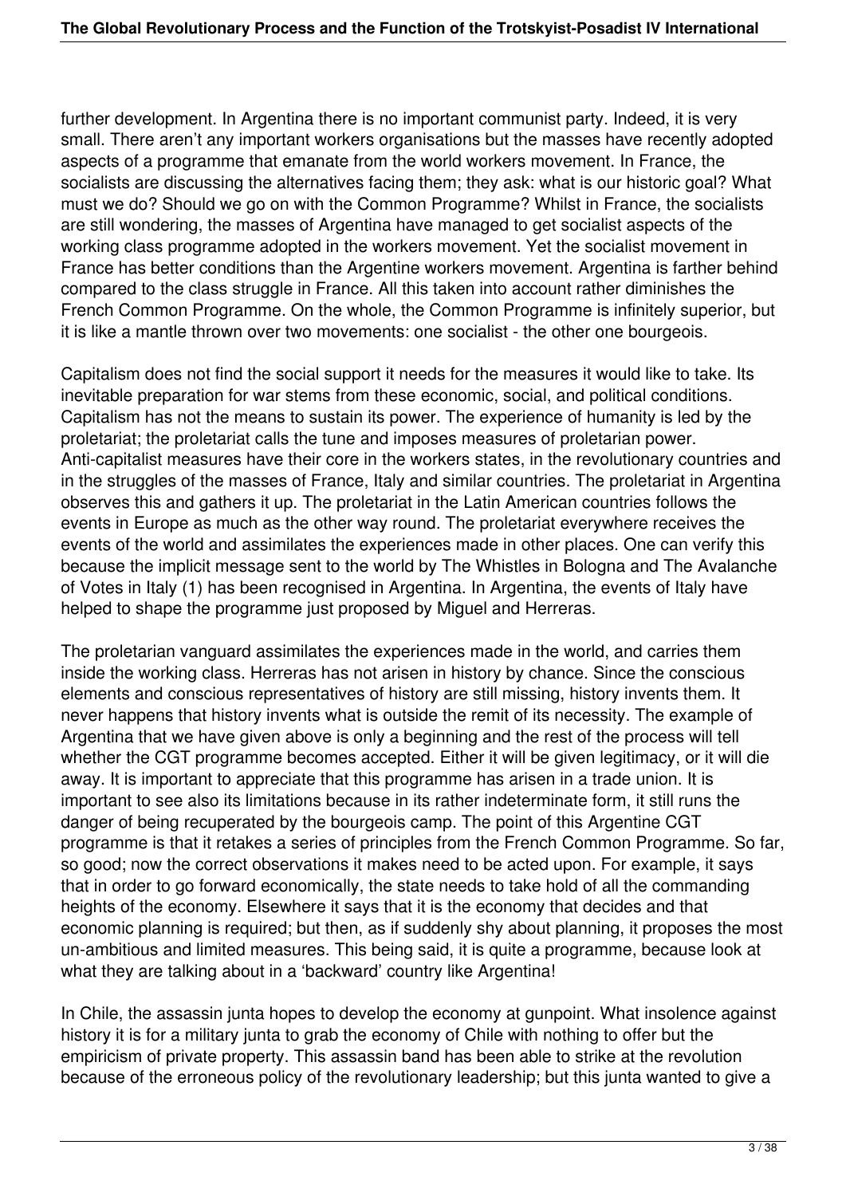further development. In Argentina there is no important communist party. Indeed, it is very small. There aren't any important workers organisations but the masses have recently adopted aspects of a programme that emanate from the world workers movement. In France, the socialists are discussing the alternatives facing them; they ask: what is our historic goal? What must we do? Should we go on with the Common Programme? Whilst in France, the socialists are still wondering, the masses of Argentina have managed to get socialist aspects of the working class programme adopted in the workers movement. Yet the socialist movement in France has better conditions than the Argentine workers movement. Argentina is farther behind compared to the class struggle in France. All this taken into account rather diminishes the French Common Programme. On the whole, the Common Programme is infinitely superior, but it is like a mantle thrown over two movements: one socialist - the other one bourgeois.

Capitalism does not find the social support it needs for the measures it would like to take. Its inevitable preparation for war stems from these economic, social, and political conditions. Capitalism has not the means to sustain its power. The experience of humanity is led by the proletariat; the proletariat calls the tune and imposes measures of proletarian power. Anti-capitalist measures have their core in the workers states, in the revolutionary countries and in the struggles of the masses of France, Italy and similar countries. The proletariat in Argentina observes this and gathers it up. The proletariat in the Latin American countries follows the events in Europe as much as the other way round. The proletariat everywhere receives the events of the world and assimilates the experiences made in other places. One can verify this because the implicit message sent to the world by The Whistles in Bologna and The Avalanche of Votes in Italy (1) has been recognised in Argentina. In Argentina, the events of Italy have helped to shape the programme just proposed by Miguel and Herreras.

The proletarian vanguard assimilates the experiences made in the world, and carries them inside the working class. Herreras has not arisen in history by chance. Since the conscious elements and conscious representatives of history are still missing, history invents them. It never happens that history invents what is outside the remit of its necessity. The example of Argentina that we have given above is only a beginning and the rest of the process will tell whether the CGT programme becomes accepted. Either it will be given legitimacy, or it will die away. It is important to appreciate that this programme has arisen in a trade union. It is important to see also its limitations because in its rather indeterminate form, it still runs the danger of being recuperated by the bourgeois camp. The point of this Argentine CGT programme is that it retakes a series of principles from the French Common Programme. So far, so good; now the correct observations it makes need to be acted upon. For example, it says that in order to go forward economically, the state needs to take hold of all the commanding heights of the economy. Elsewhere it says that it is the economy that decides and that economic planning is required; but then, as if suddenly shy about planning, it proposes the most un-ambitious and limited measures. This being said, it is quite a programme, because look at what they are talking about in a 'backward' country like Argentina!

In Chile, the assassin junta hopes to develop the economy at gunpoint. What insolence against history it is for a military junta to grab the economy of Chile with nothing to offer but the empiricism of private property. This assassin band has been able to strike at the revolution because of the erroneous policy of the revolutionary leadership; but this junta wanted to give a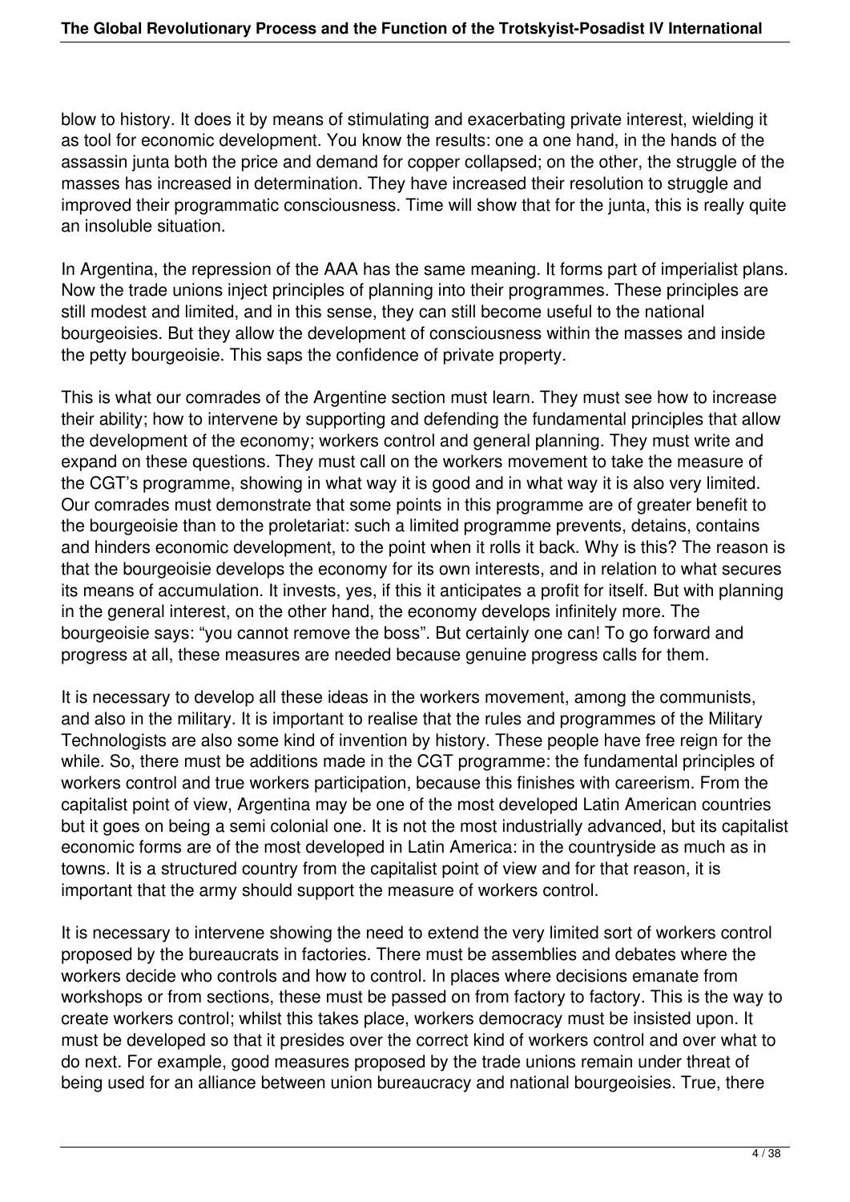blow to history. It does it by means of stimulating and exacerbating private interest, wielding it as tool for economic development. You know the results: one a one hand, in the hands of the assassin junta both the price and demand for copper collapsed; on the other, the struggle of the masses has increased in determination. They have increased their resolution to struggle and improved their programmatic consciousness. Time will show that for the junta, this is really quite an insoluble situation.

In Argentina, the repression of the AAA has the same meaning. It forms part of imperialist plans. Now the trade unions inject principles of planning into their programmes. These principles are still modest and limited, and in this sense, they can still become useful to the national bourgeoisies. But they allow the development of consciousness within the masses and inside the petty bourgeoisie. This saps the confidence of private property.

This is what our comrades of the Argentine section must learn. They must see how to increase their ability; how to intervene by supporting and defending the fundamental principles that allow the development of the economy; workers control and general planning. They must write and expand on these questions. They must call on the workers movement to take the measure of the CGT's programme, showing in what way it is good and in what way it is also very limited. Our comrades must demonstrate that some points in this programme are of greater benefit to the bourgeoisie than to the proletariat: such a limited programme prevents, detains, contains and hinders economic development, to the point when it rolls it back. Why is this? The reason is that the bourgeoisie develops the economy for its own interests, and in relation to what secures its means of accumulation. It invests, yes, if this it anticipates a profit for itself. But with planning in the general interest, on the other hand, the economy develops infinitely more. The bourgeoisie says: "you cannot remove the boss". But certainly one can! To go forward and progress at all, these measures are needed because genuine progress calls for them.

It is necessary to develop all these ideas in the workers movement, among the communists, and also in the military. It is important to realise that the rules and programmes of the Military Technologists are also some kind of invention by history. These people have free reign for the while. So, there must be additions made in the CGT programme: the fundamental principles of workers control and true workers participation, because this finishes with careerism. From the capitalist point of view, Argentina may be one of the most developed Latin American countries but it goes on being a semi colonial one. It is not the most industrially advanced, but its capitalist economic forms are of the most developed in Latin America: in the countryside as much as in towns. It is a structured country from the capitalist point of view and for that reason, it is important that the army should support the measure of workers control.

It is necessary to intervene showing the need to extend the very limited sort of workers control proposed by the bureaucrats in factories. There must be assemblies and debates where the workers decide who controls and how to control. In places where decisions emanate from workshops or from sections, these must be passed on from factory to factory. This is the way to create workers control; whilst this takes place, workers democracy must be insisted upon. It must be developed so that it presides over the correct kind of workers control and over what to do next. For example, good measures proposed by the trade unions remain under threat of being used for an alliance between union bureaucracy and national bourgeoisies. True, there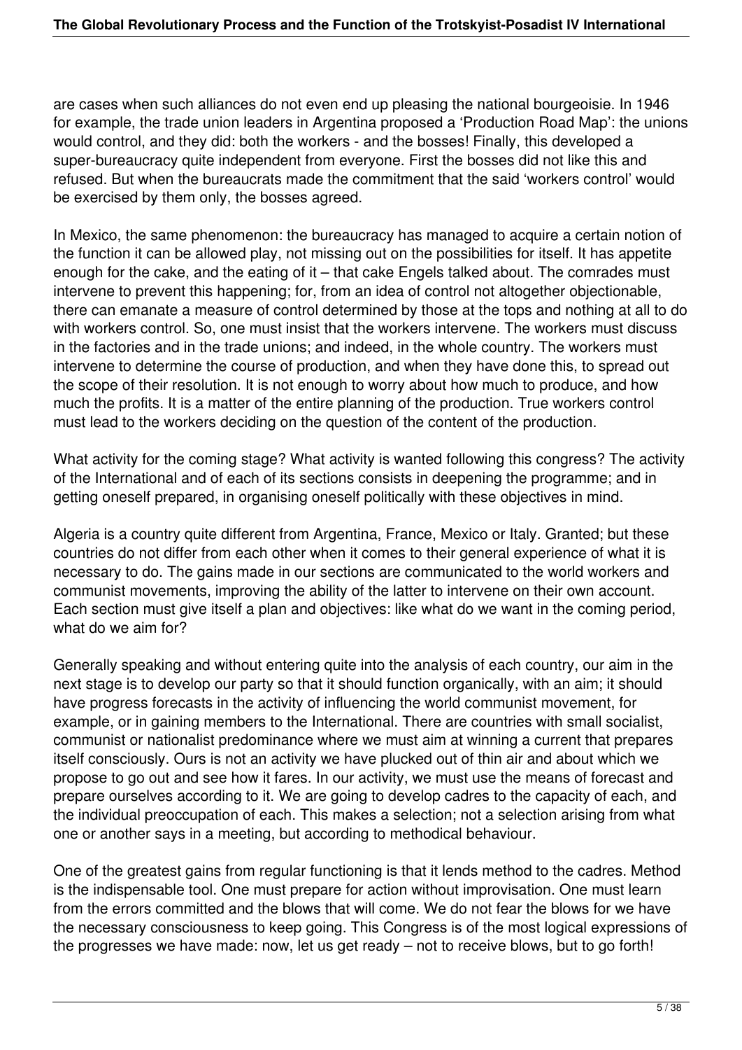are cases when such alliances do not even end up pleasing the national bourgeoisie. In 1946 for example, the trade union leaders in Argentina proposed a 'Production Road Map': the unions would control, and they did: both the workers - and the bosses! Finally, this developed a super-bureaucracy quite independent from everyone. First the bosses did not like this and refused. But when the bureaucrats made the commitment that the said 'workers control' would be exercised by them only, the bosses agreed.

In Mexico, the same phenomenon: the bureaucracy has managed to acquire a certain notion of the function it can be allowed play, not missing out on the possibilities for itself. It has appetite enough for the cake, and the eating of it – that cake Engels talked about. The comrades must intervene to prevent this happening; for, from an idea of control not altogether objectionable, there can emanate a measure of control determined by those at the tops and nothing at all to do with workers control. So, one must insist that the workers intervene. The workers must discuss in the factories and in the trade unions; and indeed, in the whole country. The workers must intervene to determine the course of production, and when they have done this, to spread out the scope of their resolution. It is not enough to worry about how much to produce, and how much the profits. It is a matter of the entire planning of the production. True workers control must lead to the workers deciding on the question of the content of the production.

What activity for the coming stage? What activity is wanted following this congress? The activity of the International and of each of its sections consists in deepening the programme; and in getting oneself prepared, in organising oneself politically with these objectives in mind.

Algeria is a country quite different from Argentina, France, Mexico or Italy. Granted; but these countries do not differ from each other when it comes to their general experience of what it is necessary to do. The gains made in our sections are communicated to the world workers and communist movements, improving the ability of the latter to intervene on their own account. Each section must give itself a plan and objectives: like what do we want in the coming period, what do we aim for?

Generally speaking and without entering quite into the analysis of each country, our aim in the next stage is to develop our party so that it should function organically, with an aim; it should have progress forecasts in the activity of influencing the world communist movement, for example, or in gaining members to the International. There are countries with small socialist, communist or nationalist predominance where we must aim at winning a current that prepares itself consciously. Ours is not an activity we have plucked out of thin air and about which we propose to go out and see how it fares. In our activity, we must use the means of forecast and prepare ourselves according to it. We are going to develop cadres to the capacity of each, and the individual preoccupation of each. This makes a selection; not a selection arising from what one or another says in a meeting, but according to methodical behaviour.

One of the greatest gains from regular functioning is that it lends method to the cadres. Method is the indispensable tool. One must prepare for action without improvisation. One must learn from the errors committed and the blows that will come. We do not fear the blows for we have the necessary consciousness to keep going. This Congress is of the most logical expressions of the progresses we have made: now, let us get ready – not to receive blows, but to go forth!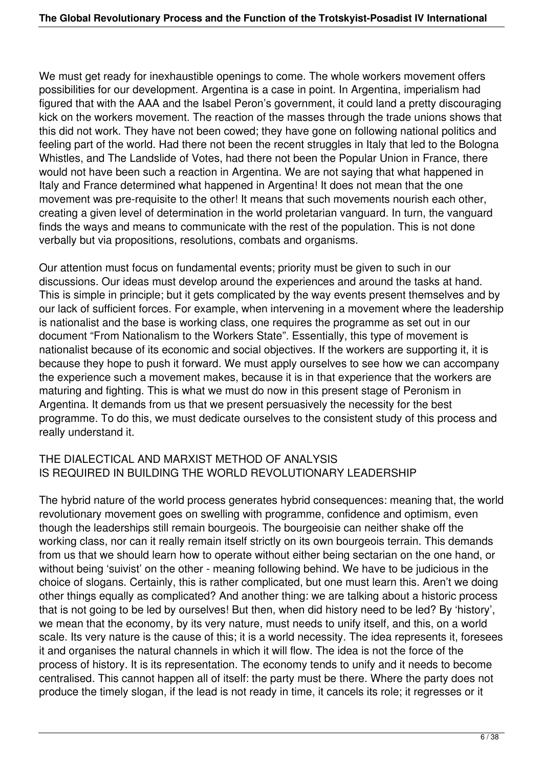We must get ready for inexhaustible openings to come. The whole workers movement offers possibilities for our development. Argentina is a case in point. In Argentina, imperialism had figured that with the AAA and the Isabel Peron's government, it could land a pretty discouraging kick on the workers movement. The reaction of the masses through the trade unions shows that this did not work. They have not been cowed; they have gone on following national politics and feeling part of the world. Had there not been the recent struggles in Italy that led to the Bologna Whistles, and The Landslide of Votes, had there not been the Popular Union in France, there would not have been such a reaction in Argentina. We are not saying that what happened in Italy and France determined what happened in Argentina! It does not mean that the one movement was pre-requisite to the other! It means that such movements nourish each other, creating a given level of determination in the world proletarian vanguard. In turn, the vanguard finds the ways and means to communicate with the rest of the population. This is not done verbally but via propositions, resolutions, combats and organisms.

Our attention must focus on fundamental events; priority must be given to such in our discussions. Our ideas must develop around the experiences and around the tasks at hand. This is simple in principle; but it gets complicated by the way events present themselves and by our lack of sufficient forces. For example, when intervening in a movement where the leadership is nationalist and the base is working class, one requires the programme as set out in our document "From Nationalism to the Workers State". Essentially, this type of movement is nationalist because of its economic and social objectives. If the workers are supporting it, it is because they hope to push it forward. We must apply ourselves to see how we can accompany the experience such a movement makes, because it is in that experience that the workers are maturing and fighting. This is what we must do now in this present stage of Peronism in Argentina. It demands from us that we present persuasively the necessity for the best programme. To do this, we must dedicate ourselves to the consistent study of this process and really understand it.

## THE DIALECTICAL AND MARXIST METHOD OF ANALYSIS IS REQUIRED IN BUILDING THE WORLD REVOLUTIONARY LEADERSHIP

The hybrid nature of the world process generates hybrid consequences: meaning that, the world revolutionary movement goes on swelling with programme, confidence and optimism, even though the leaderships still remain bourgeois. The bourgeoisie can neither shake off the working class, nor can it really remain itself strictly on its own bourgeois terrain. This demands from us that we should learn how to operate without either being sectarian on the one hand, or without being 'suivist' on the other - meaning following behind. We have to be judicious in the choice of slogans. Certainly, this is rather complicated, but one must learn this. Aren't we doing other things equally as complicated? And another thing: we are talking about a historic process that is not going to be led by ourselves! But then, when did history need to be led? By 'history', we mean that the economy, by its very nature, must needs to unify itself, and this, on a world scale. Its very nature is the cause of this; it is a world necessity. The idea represents it, foresees it and organises the natural channels in which it will flow. The idea is not the force of the process of history. It is its representation. The economy tends to unify and it needs to become centralised. This cannot happen all of itself: the party must be there. Where the party does not produce the timely slogan, if the lead is not ready in time, it cancels its role; it regresses or it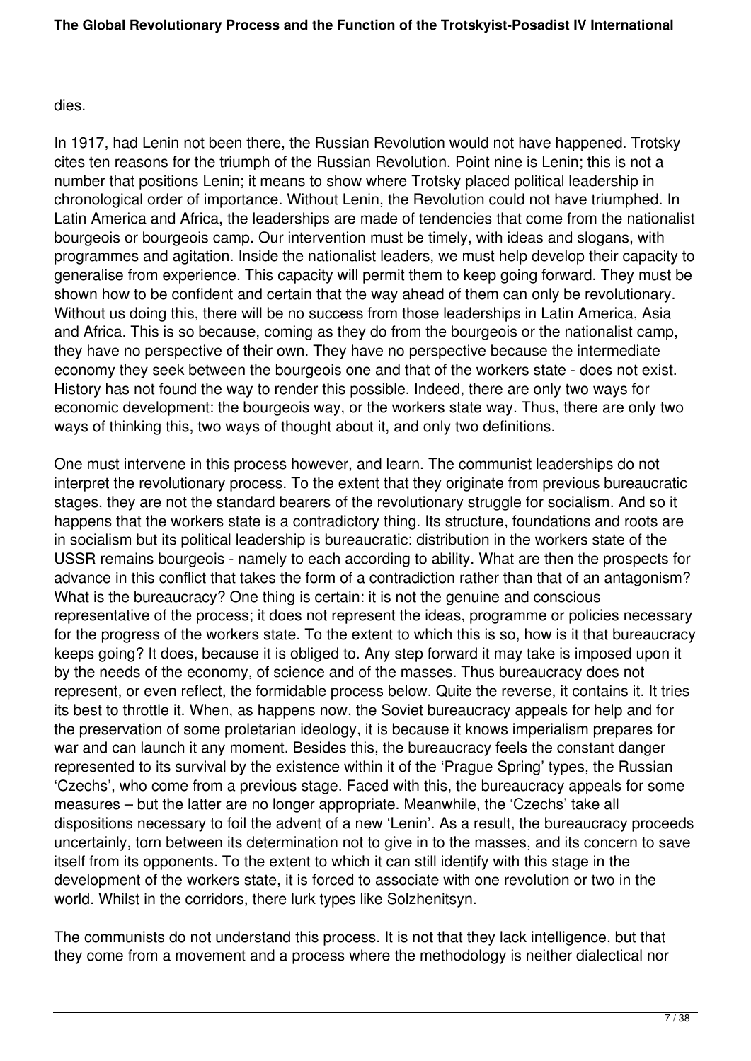dies.

In 1917, had Lenin not been there, the Russian Revolution would not have happened. Trotsky cites ten reasons for the triumph of the Russian Revolution. Point nine is Lenin; this is not a number that positions Lenin; it means to show where Trotsky placed political leadership in chronological order of importance. Without Lenin, the Revolution could not have triumphed. In Latin America and Africa, the leaderships are made of tendencies that come from the nationalist bourgeois or bourgeois camp. Our intervention must be timely, with ideas and slogans, with programmes and agitation. Inside the nationalist leaders, we must help develop their capacity to generalise from experience. This capacity will permit them to keep going forward. They must be shown how to be confident and certain that the way ahead of them can only be revolutionary. Without us doing this, there will be no success from those leaderships in Latin America, Asia and Africa. This is so because, coming as they do from the bourgeois or the nationalist camp, they have no perspective of their own. They have no perspective because the intermediate economy they seek between the bourgeois one and that of the workers state - does not exist. History has not found the way to render this possible. Indeed, there are only two ways for economic development: the bourgeois way, or the workers state way. Thus, there are only two ways of thinking this, two ways of thought about it, and only two definitions.

One must intervene in this process however, and learn. The communist leaderships do not interpret the revolutionary process. To the extent that they originate from previous bureaucratic stages, they are not the standard bearers of the revolutionary struggle for socialism. And so it happens that the workers state is a contradictory thing. Its structure, foundations and roots are in socialism but its political leadership is bureaucratic: distribution in the workers state of the USSR remains bourgeois - namely to each according to ability. What are then the prospects for advance in this conflict that takes the form of a contradiction rather than that of an antagonism? What is the bureaucracy? One thing is certain: it is not the genuine and conscious representative of the process; it does not represent the ideas, programme or policies necessary for the progress of the workers state. To the extent to which this is so, how is it that bureaucracy keeps going? It does, because it is obliged to. Any step forward it may take is imposed upon it by the needs of the economy, of science and of the masses. Thus bureaucracy does not represent, or even reflect, the formidable process below. Quite the reverse, it contains it. It tries its best to throttle it. When, as happens now, the Soviet bureaucracy appeals for help and for the preservation of some proletarian ideology, it is because it knows imperialism prepares for war and can launch it any moment. Besides this, the bureaucracy feels the constant danger represented to its survival by the existence within it of the 'Prague Spring' types, the Russian 'Czechs', who come from a previous stage. Faced with this, the bureaucracy appeals for some measures – but the latter are no longer appropriate. Meanwhile, the 'Czechs' take all dispositions necessary to foil the advent of a new 'Lenin'. As a result, the bureaucracy proceeds uncertainly, torn between its determination not to give in to the masses, and its concern to save itself from its opponents. To the extent to which it can still identify with this stage in the development of the workers state, it is forced to associate with one revolution or two in the world. Whilst in the corridors, there lurk types like Solzhenitsyn.

The communists do not understand this process. It is not that they lack intelligence, but that they come from a movement and a process where the methodology is neither dialectical nor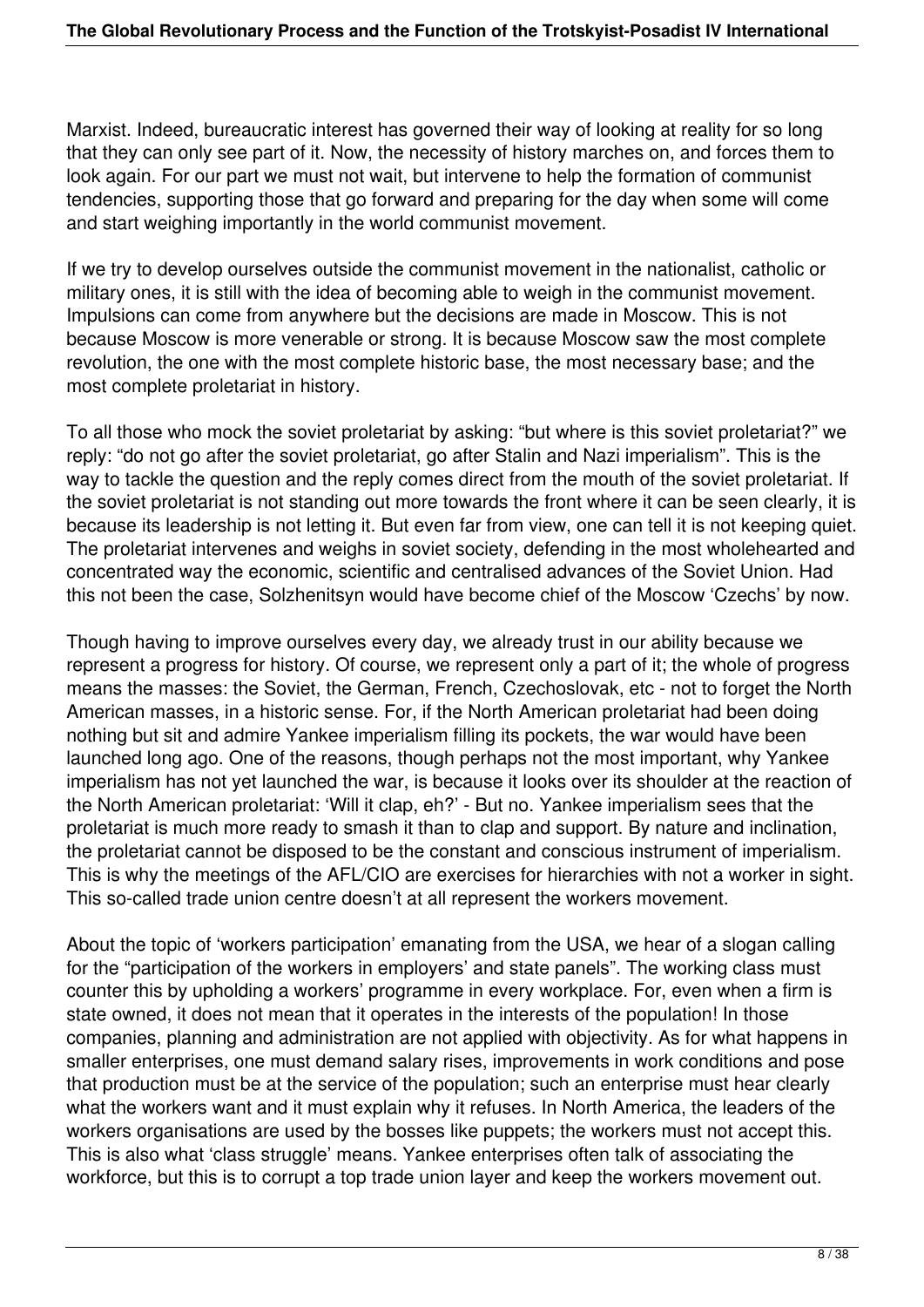Marxist. Indeed, bureaucratic interest has governed their way of looking at reality for so long that they can only see part of it. Now, the necessity of history marches on, and forces them to look again. For our part we must not wait, but intervene to help the formation of communist tendencies, supporting those that go forward and preparing for the day when some will come and start weighing importantly in the world communist movement.

If we try to develop ourselves outside the communist movement in the nationalist, catholic or military ones, it is still with the idea of becoming able to weigh in the communist movement. Impulsions can come from anywhere but the decisions are made in Moscow. This is not because Moscow is more venerable or strong. It is because Moscow saw the most complete revolution, the one with the most complete historic base, the most necessary base; and the most complete proletariat in history.

To all those who mock the soviet proletariat by asking: "but where is this soviet proletariat?" we reply: "do not go after the soviet proletariat, go after Stalin and Nazi imperialism". This is the way to tackle the question and the reply comes direct from the mouth of the soviet proletariat. If the soviet proletariat is not standing out more towards the front where it can be seen clearly, it is because its leadership is not letting it. But even far from view, one can tell it is not keeping quiet. The proletariat intervenes and weighs in soviet society, defending in the most wholehearted and concentrated way the economic, scientific and centralised advances of the Soviet Union. Had this not been the case, Solzhenitsyn would have become chief of the Moscow 'Czechs' by now.

Though having to improve ourselves every day, we already trust in our ability because we represent a progress for history. Of course, we represent only a part of it; the whole of progress means the masses: the Soviet, the German, French, Czechoslovak, etc - not to forget the North American masses, in a historic sense. For, if the North American proletariat had been doing nothing but sit and admire Yankee imperialism filling its pockets, the war would have been launched long ago. One of the reasons, though perhaps not the most important, why Yankee imperialism has not yet launched the war, is because it looks over its shoulder at the reaction of the North American proletariat: 'Will it clap, eh?' - But no. Yankee imperialism sees that the proletariat is much more ready to smash it than to clap and support. By nature and inclination, the proletariat cannot be disposed to be the constant and conscious instrument of imperialism. This is why the meetings of the AFL/CIO are exercises for hierarchies with not a worker in sight. This so-called trade union centre doesn't at all represent the workers movement.

About the topic of 'workers participation' emanating from the USA, we hear of a slogan calling for the "participation of the workers in employers' and state panels". The working class must counter this by upholding a workers' programme in every workplace. For, even when a firm is state owned, it does not mean that it operates in the interests of the population! In those companies, planning and administration are not applied with objectivity. As for what happens in smaller enterprises, one must demand salary rises, improvements in work conditions and pose that production must be at the service of the population; such an enterprise must hear clearly what the workers want and it must explain why it refuses. In North America, the leaders of the workers organisations are used by the bosses like puppets; the workers must not accept this. This is also what 'class struggle' means. Yankee enterprises often talk of associating the workforce, but this is to corrupt a top trade union layer and keep the workers movement out.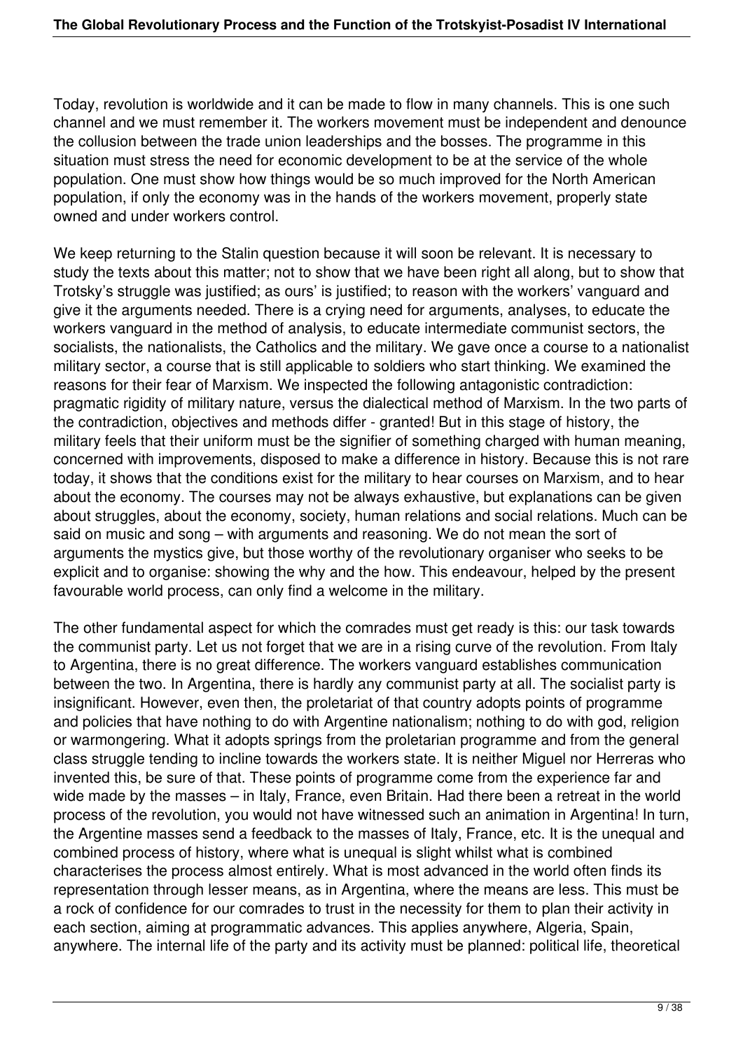Today, revolution is worldwide and it can be made to flow in many channels. This is one such channel and we must remember it. The workers movement must be independent and denounce the collusion between the trade union leaderships and the bosses. The programme in this situation must stress the need for economic development to be at the service of the whole population. One must show how things would be so much improved for the North American population, if only the economy was in the hands of the workers movement, properly state owned and under workers control.

We keep returning to the Stalin question because it will soon be relevant. It is necessary to study the texts about this matter; not to show that we have been right all along, but to show that Trotsky's struggle was justified; as ours' is justified; to reason with the workers' vanguard and give it the arguments needed. There is a crying need for arguments, analyses, to educate the workers vanguard in the method of analysis, to educate intermediate communist sectors, the socialists, the nationalists, the Catholics and the military. We gave once a course to a nationalist military sector, a course that is still applicable to soldiers who start thinking. We examined the reasons for their fear of Marxism. We inspected the following antagonistic contradiction: pragmatic rigidity of military nature, versus the dialectical method of Marxism. In the two parts of the contradiction, objectives and methods differ - granted! But in this stage of history, the military feels that their uniform must be the signifier of something charged with human meaning, concerned with improvements, disposed to make a difference in history. Because this is not rare today, it shows that the conditions exist for the military to hear courses on Marxism, and to hear about the economy. The courses may not be always exhaustive, but explanations can be given about struggles, about the economy, society, human relations and social relations. Much can be said on music and song – with arguments and reasoning. We do not mean the sort of arguments the mystics give, but those worthy of the revolutionary organiser who seeks to be explicit and to organise: showing the why and the how. This endeavour, helped by the present favourable world process, can only find a welcome in the military.

The other fundamental aspect for which the comrades must get ready is this: our task towards the communist party. Let us not forget that we are in a rising curve of the revolution. From Italy to Argentina, there is no great difference. The workers vanguard establishes communication between the two. In Argentina, there is hardly any communist party at all. The socialist party is insignificant. However, even then, the proletariat of that country adopts points of programme and policies that have nothing to do with Argentine nationalism; nothing to do with god, religion or warmongering. What it adopts springs from the proletarian programme and from the general class struggle tending to incline towards the workers state. It is neither Miguel nor Herreras who invented this, be sure of that. These points of programme come from the experience far and wide made by the masses – in Italy, France, even Britain. Had there been a retreat in the world process of the revolution, you would not have witnessed such an animation in Argentina! In turn, the Argentine masses send a feedback to the masses of Italy, France, etc. It is the unequal and combined process of history, where what is unequal is slight whilst what is combined characterises the process almost entirely. What is most advanced in the world often finds its representation through lesser means, as in Argentina, where the means are less. This must be a rock of confidence for our comrades to trust in the necessity for them to plan their activity in each section, aiming at programmatic advances. This applies anywhere, Algeria, Spain, anywhere. The internal life of the party and its activity must be planned: political life, theoretical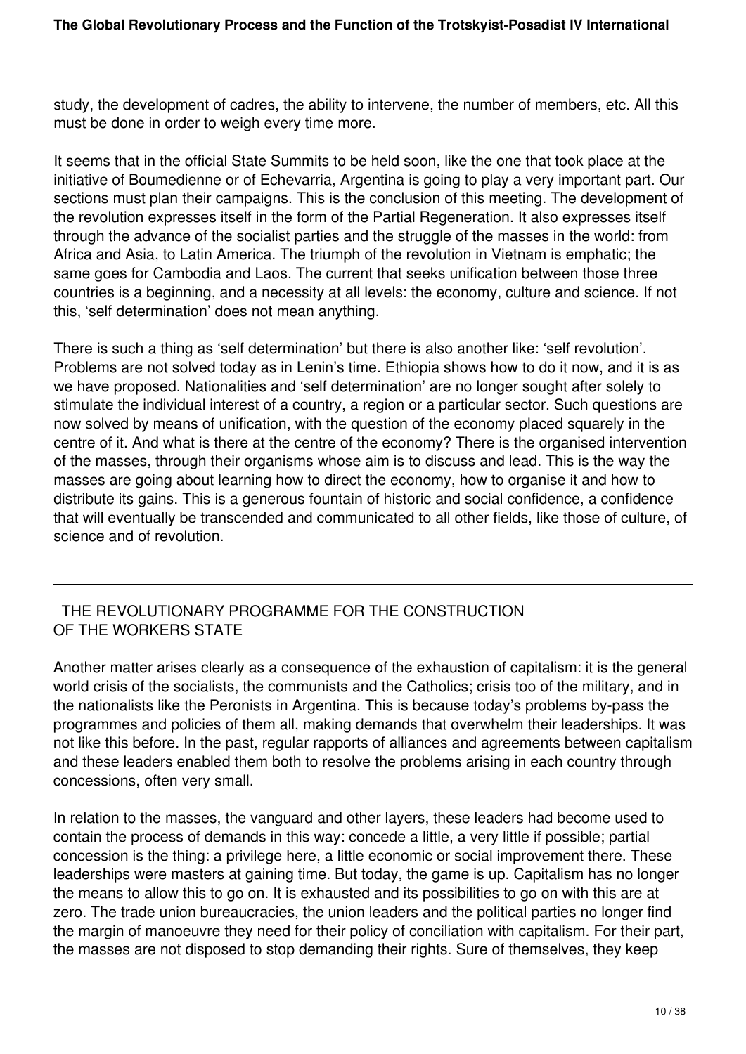study, the development of cadres, the ability to intervene, the number of members, etc. All this must be done in order to weigh every time more.

It seems that in the official State Summits to be held soon, like the one that took place at the initiative of Boumedienne or of Echevarria, Argentina is going to play a very important part. Our sections must plan their campaigns. This is the conclusion of this meeting. The development of the revolution expresses itself in the form of the Partial Regeneration. It also expresses itself through the advance of the socialist parties and the struggle of the masses in the world: from Africa and Asia, to Latin America. The triumph of the revolution in Vietnam is emphatic; the same goes for Cambodia and Laos. The current that seeks unification between those three countries is a beginning, and a necessity at all levels: the economy, culture and science. If not this, 'self determination' does not mean anything.

There is such a thing as 'self determination' but there is also another like: 'self revolution'. Problems are not solved today as in Lenin's time. Ethiopia shows how to do it now, and it is as we have proposed. Nationalities and 'self determination' are no longer sought after solely to stimulate the individual interest of a country, a region or a particular sector. Such questions are now solved by means of unification, with the question of the economy placed squarely in the centre of it. And what is there at the centre of the economy? There is the organised intervention of the masses, through their organisms whose aim is to discuss and lead. This is the way the masses are going about learning how to direct the economy, how to organise it and how to distribute its gains. This is a generous fountain of historic and social confidence, a confidence that will eventually be transcended and communicated to all other fields, like those of culture, of science and of revolution.

---

## THE REVOLUTIONARY PROGRAMME FOR THE CONSTRUCTION OF THE WORKERS STATE

Another matter arises clearly as a consequence of the exhaustion of capitalism: it is the general world crisis of the socialists, the communists and the Catholics; crisis too of the military, and in the nationalists like the Peronists in Argentina. This is because today's problems by-pass the programmes and policies of them all, making demands that overwhelm their leaderships. It was not like this before. In the past, regular rapports of alliances and agreements between capitalism and these leaders enabled them both to resolve the problems arising in each country through concessions, often very small.

In relation to the masses, the vanguard and other layers, these leaders had become used to contain the process of demands in this way: concede a little, a very little if possible; partial concession is the thing: a privilege here, a little economic or social improvement there. These leaderships were masters at gaining time. But today, the game is up. Capitalism has no longer the means to allow this to go on. It is exhausted and its possibilities to go on with this are at zero. The trade union bureaucracies, the union leaders and the political parties no longer find the margin of manoeuvre they need for their policy of conciliation with capitalism. For their part, the masses are not disposed to stop demanding their rights. Sure of themselves, they keep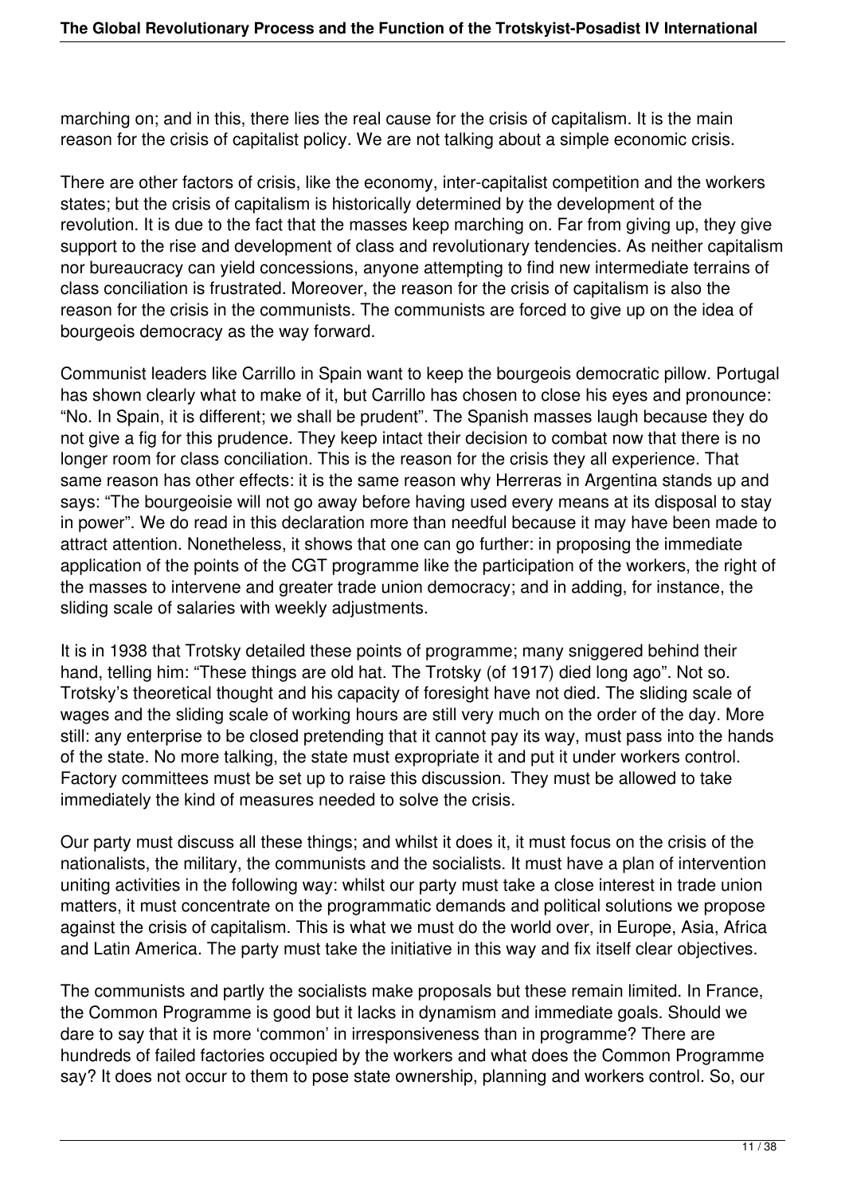marching on; and in this, there lies the real cause for the crisis of capitalism. It is the main reason for the crisis of capitalist policy. We are not talking about a simple economic crisis.

There are other factors of crisis, like the economy, inter-capitalist competition and the workers states; but the crisis of capitalism is historically determined by the development of the revolution. It is due to the fact that the masses keep marching on. Far from giving up, they give support to the rise and development of class and revolutionary tendencies. As neither capitalism nor bureaucracy can yield concessions, anyone attempting to find new intermediate terrains of class conciliation is frustrated. Moreover, the reason for the crisis of capitalism is also the reason for the crisis in the communists. The communists are forced to give up on the idea of bourgeois democracy as the way forward.

Communist leaders like Carrillo in Spain want to keep the bourgeois democratic pillow. Portugal has shown clearly what to make of it, but Carrillo has chosen to close his eyes and pronounce: "No. In Spain, it is different; we shall be prudent". The Spanish masses laugh because they do not give a fig for this prudence. They keep intact their decision to combat now that there is no longer room for class conciliation. This is the reason for the crisis they all experience. That same reason has other effects: it is the same reason why Herreras in Argentina stands up and says: "The bourgeoisie will not go away before having used every means at its disposal to stay in power". We do read in this declaration more than needful because it may have been made to attract attention. Nonetheless, it shows that one can go further: in proposing the immediate application of the points of the CGT programme like the participation of the workers, the right of the masses to intervene and greater trade union democracy; and in adding, for instance, the sliding scale of salaries with weekly adjustments.

It is in 1938 that Trotsky detailed these points of programme; many sniggered behind their hand, telling him: "These things are old hat. The Trotsky (of 1917) died long ago". Not so. Trotsky's theoretical thought and his capacity of foresight have not died. The sliding scale of wages and the sliding scale of working hours are still very much on the order of the day. More still: any enterprise to be closed pretending that it cannot pay its way, must pass into the hands of the state. No more talking, the state must expropriate it and put it under workers control. Factory committees must be set up to raise this discussion. They must be allowed to take immediately the kind of measures needed to solve the crisis.

Our party must discuss all these things; and whilst it does it, it must focus on the crisis of the nationalists, the military, the communists and the socialists. It must have a plan of intervention uniting activities in the following way: whilst our party must take a close interest in trade union matters, it must concentrate on the programmatic demands and political solutions we propose against the crisis of capitalism. This is what we must do the world over, in Europe, Asia, Africa and Latin America. The party must take the initiative in this way and fix itself clear objectives.

The communists and partly the socialists make proposals but these remain limited. In France, the Common Programme is good but it lacks in dynamism and immediate goals. Should we dare to say that it is more 'common' in irresponsiveness than in programme? There are hundreds of failed factories occupied by the workers and what does the Common Programme say? It does not occur to them to pose state ownership, planning and workers control. So, our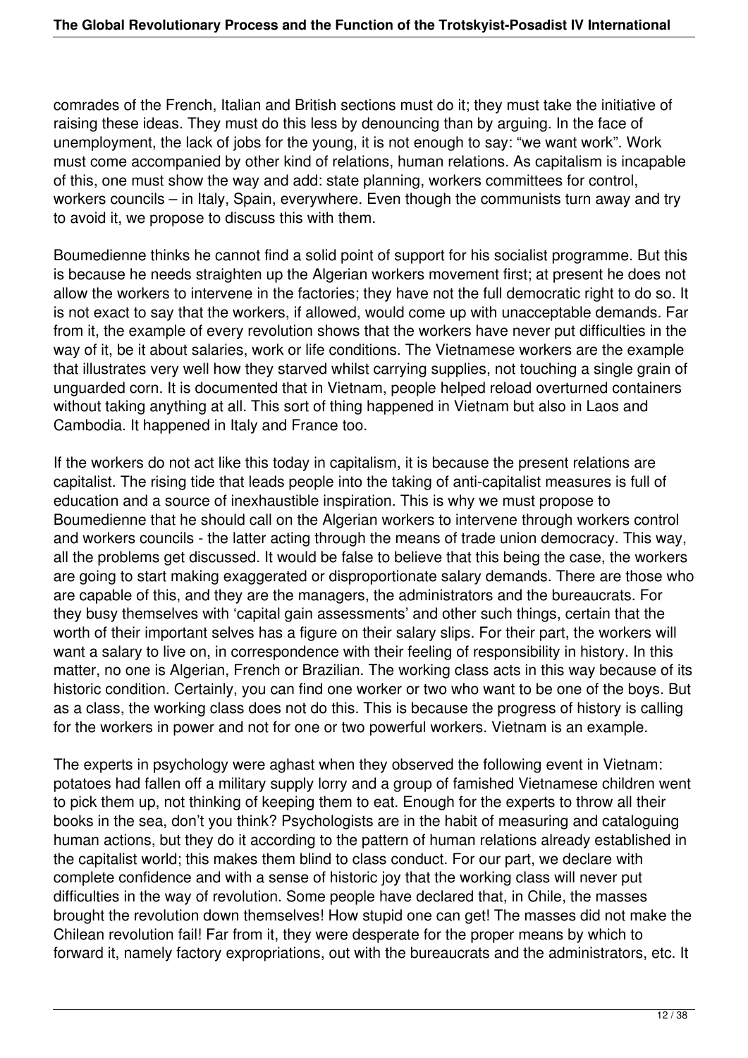comrades of the French, Italian and British sections must do it; they must take the initiative of raising these ideas. They must do this less by denouncing than by arguing. In the face of unemployment, the lack of jobs for the young, it is not enough to say: "we want work". Work must come accompanied by other kind of relations, human relations. As capitalism is incapable of this, one must show the way and add: state planning, workers committees for control, workers councils – in Italy, Spain, everywhere. Even though the communists turn away and try to avoid it, we propose to discuss this with them.

Boumedienne thinks he cannot find a solid point of support for his socialist programme. But this is because he needs straighten up the Algerian workers movement first; at present he does not allow the workers to intervene in the factories; they have not the full democratic right to do so. It is not exact to say that the workers, if allowed, would come up with unacceptable demands. Far from it, the example of every revolution shows that the workers have never put difficulties in the way of it, be it about salaries, work or life conditions. The Vietnamese workers are the example that illustrates very well how they starved whilst carrying supplies, not touching a single grain of unguarded corn. It is documented that in Vietnam, people helped reload overturned containers without taking anything at all. This sort of thing happened in Vietnam but also in Laos and Cambodia. It happened in Italy and France too.

If the workers do not act like this today in capitalism, it is because the present relations are capitalist. The rising tide that leads people into the taking of anti-capitalist measures is full of education and a source of inexhaustible inspiration. This is why we must propose to Boumedienne that he should call on the Algerian workers to intervene through workers control and workers councils - the latter acting through the means of trade union democracy. This way, all the problems get discussed. It would be false to believe that this being the case, the workers are going to start making exaggerated or disproportionate salary demands. There are those who are capable of this, and they are the managers, the administrators and the bureaucrats. For they busy themselves with 'capital gain assessments' and other such things, certain that the worth of their important selves has a figure on their salary slips. For their part, the workers will want a salary to live on, in correspondence with their feeling of responsibility in history. In this matter, no one is Algerian, French or Brazilian. The working class acts in this way because of its historic condition. Certainly, you can find one worker or two who want to be one of the boys. But as a class, the working class does not do this. This is because the progress of history is calling for the workers in power and not for one or two powerful workers. Vietnam is an example.

The experts in psychology were aghast when they observed the following event in Vietnam: potatoes had fallen off a military supply lorry and a group of famished Vietnamese children went to pick them up, not thinking of keeping them to eat. Enough for the experts to throw all their books in the sea, don't you think? Psychologists are in the habit of measuring and cataloguing human actions, but they do it according to the pattern of human relations already established in the capitalist world; this makes them blind to class conduct. For our part, we declare with complete confidence and with a sense of historic joy that the working class will never put difficulties in the way of revolution. Some people have declared that, in Chile, the masses brought the revolution down themselves! How stupid one can get! The masses did not make the Chilean revolution fail! Far from it, they were desperate for the proper means by which to forward it, namely factory expropriations, out with the bureaucrats and the administrators, etc. It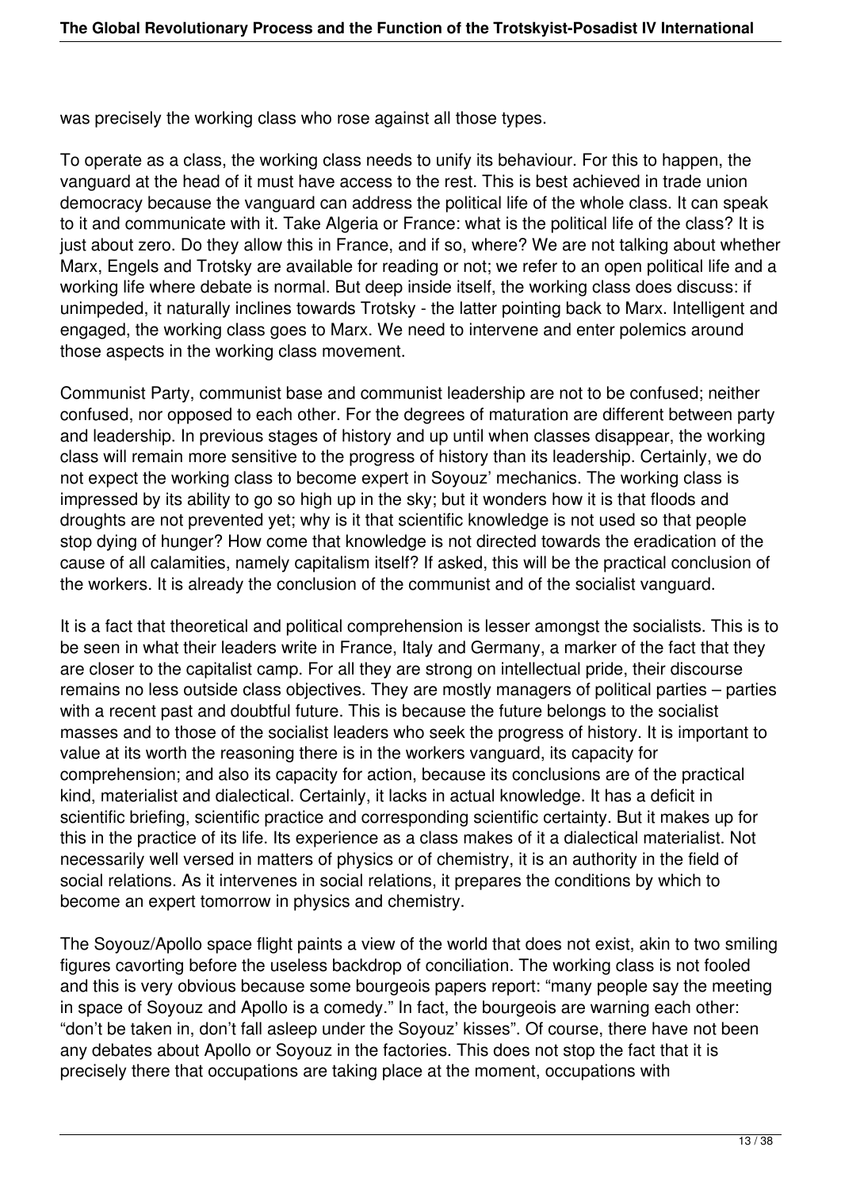was precisely the working class who rose against all those types.

To operate as a class, the working class needs to unify its behaviour. For this to happen, the vanguard at the head of it must have access to the rest. This is best achieved in trade union democracy because the vanguard can address the political life of the whole class. It can speak to it and communicate with it. Take Algeria or France: what is the political life of the class? It is just about zero. Do they allow this in France, and if so, where? We are not talking about whether Marx, Engels and Trotsky are available for reading or not; we refer to an open political life and a working life where debate is normal. But deep inside itself, the working class does discuss: if unimpeded, it naturally inclines towards Trotsky - the latter pointing back to Marx. Intelligent and engaged, the working class goes to Marx. We need to intervene and enter polemics around those aspects in the working class movement.

Communist Party, communist base and communist leadership are not to be confused; neither confused, nor opposed to each other. For the degrees of maturation are different between party and leadership. In previous stages of history and up until when classes disappear, the working class will remain more sensitive to the progress of history than its leadership. Certainly, we do not expect the working class to become expert in Soyouz' mechanics. The working class is impressed by its ability to go so high up in the sky; but it wonders how it is that floods and droughts are not prevented yet; why is it that scientific knowledge is not used so that people stop dying of hunger? How come that knowledge is not directed towards the eradication of the cause of all calamities, namely capitalism itself? If asked, this will be the practical conclusion of the workers. It is already the conclusion of the communist and of the socialist vanguard.

It is a fact that theoretical and political comprehension is lesser amongst the socialists. This is to be seen in what their leaders write in France, Italy and Germany, a marker of the fact that they are closer to the capitalist camp. For all they are strong on intellectual pride, their discourse remains no less outside class objectives. They are mostly managers of political parties – parties with a recent past and doubtful future. This is because the future belongs to the socialist masses and to those of the socialist leaders who seek the progress of history. It is important to value at its worth the reasoning there is in the workers vanguard, its capacity for comprehension; and also its capacity for action, because its conclusions are of the practical kind, materialist and dialectical. Certainly, it lacks in actual knowledge. It has a deficit in scientific briefing, scientific practice and corresponding scientific certainty. But it makes up for this in the practice of its life. Its experience as a class makes of it a dialectical materialist. Not necessarily well versed in matters of physics or of chemistry, it is an authority in the field of social relations. As it intervenes in social relations, it prepares the conditions by which to become an expert tomorrow in physics and chemistry.

The Soyouz/Apollo space flight paints a view of the world that does not exist, akin to two smiling figures cavorting before the useless backdrop of conciliation. The working class is not fooled and this is very obvious because some bourgeois papers report: "many people say the meeting in space of Soyouz and Apollo is a comedy." In fact, the bourgeois are warning each other: "don't be taken in, don't fall asleep under the Soyouz' kisses". Of course, there have not been any debates about Apollo or Soyouz in the factories. This does not stop the fact that it is precisely there that occupations are taking place at the moment, occupations with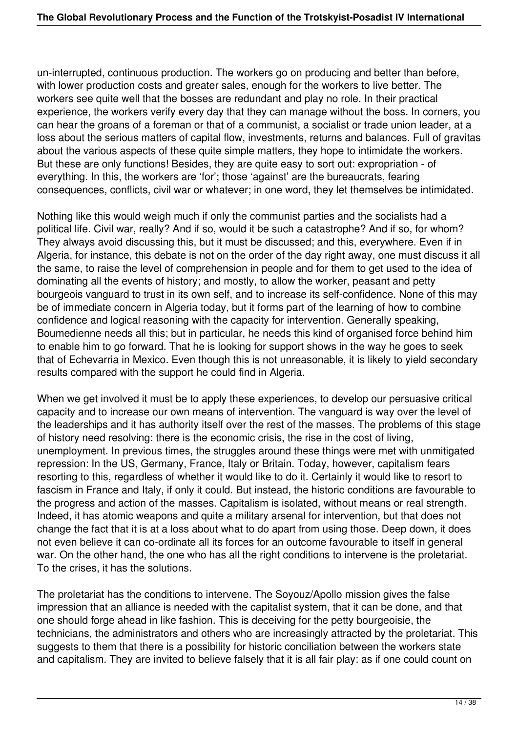un-interrupted, continuous production. The workers go on producing and better than before, with lower production costs and greater sales, enough for the workers to live better. The workers see quite well that the bosses are redundant and play no role. In their practical experience, the workers verify every day that they can manage without the boss. In corners, you can hear the groans of a foreman or that of a communist, a socialist or trade union leader, at a loss about the serious matters of capital flow, investments, returns and balances. Full of gravitas about the various aspects of these quite simple matters, they hope to intimidate the workers. But these are only functions! Besides, they are quite easy to sort out: expropriation - of everything. In this, the workers are 'for'; those 'against' are the bureaucrats, fearing consequences, conflicts, civil war or whatever; in one word, they let themselves be intimidated.

Nothing like this would weigh much if only the communist parties and the socialists had a political life. Civil war, really? And if so, would it be such a catastrophe? And if so, for whom? They always avoid discussing this, but it must be discussed; and this, everywhere. Even if in Algeria, for instance, this debate is not on the order of the day right away, one must discuss it all the same, to raise the level of comprehension in people and for them to get used to the idea of dominating all the events of history; and mostly, to allow the worker, peasant and petty bourgeois vanguard to trust in its own self, and to increase its self-confidence. None of this may be of immediate concern in Algeria today, but it forms part of the learning of how to combine confidence and logical reasoning with the capacity for intervention. Generally speaking, Boumedienne needs all this; but in particular, he needs this kind of organised force behind him to enable him to go forward. That he is looking for support shows in the way he goes to seek that of Echevarria in Mexico. Even though this is not unreasonable, it is likely to yield secondary results compared with the support he could find in Algeria.

When we get involved it must be to apply these experiences, to develop our persuasive critical capacity and to increase our own means of intervention. The vanguard is way over the level of the leaderships and it has authority itself over the rest of the masses. The problems of this stage of history need resolving: there is the economic crisis, the rise in the cost of living, unemployment. In previous times, the struggles around these things were met with unmitigated repression: In the US, Germany, France, Italy or Britain. Today, however, capitalism fears resorting to this, regardless of whether it would like to do it. Certainly it would like to resort to fascism in France and Italy, if only it could. But instead, the historic conditions are favourable to the progress and action of the masses. Capitalism is isolated, without means or real strength. Indeed, it has atomic weapons and quite a military arsenal for intervention, but that does not change the fact that it is at a loss about what to do apart from using those. Deep down, it does not even believe it can co-ordinate all its forces for an outcome favourable to itself in general war. On the other hand, the one who has all the right conditions to intervene is the proletariat. To the crises, it has the solutions.

The proletariat has the conditions to intervene. The Soyouz/Apollo mission gives the false impression that an alliance is needed with the capitalist system, that it can be done, and that one should forge ahead in like fashion. This is deceiving for the petty bourgeoisie, the technicians, the administrators and others who are increasingly attracted by the proletariat. This suggests to them that there is a possibility for historic conciliation between the workers state and capitalism. They are invited to believe falsely that it is all fair play: as if one could count on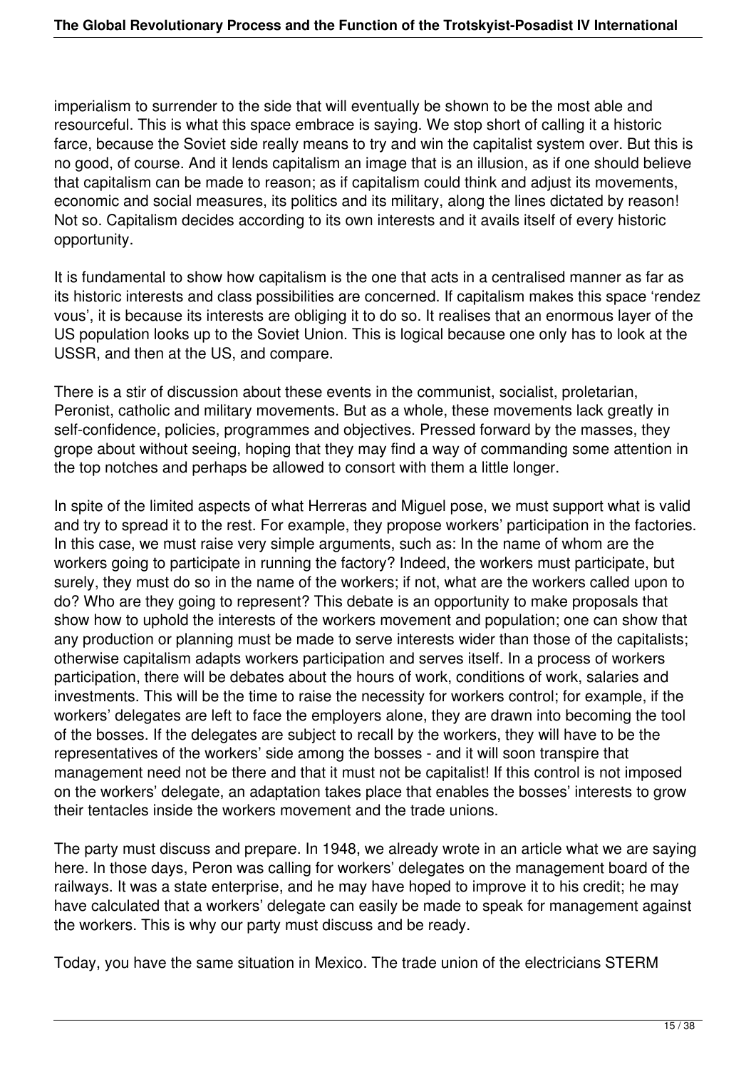imperialism to surrender to the side that will eventually be shown to be the most able and resourceful. This is what this space embrace is saying. We stop short of calling it a historic farce, because the Soviet side really means to try and win the capitalist system over. But this is no good, of course. And it lends capitalism an image that is an illusion, as if one should believe that capitalism can be made to reason; as if capitalism could think and adjust its movements, economic and social measures, its politics and its military, along the lines dictated by reason! Not so. Capitalism decides according to its own interests and it avails itself of every historic opportunity.

It is fundamental to show how capitalism is the one that acts in a centralised manner as far as its historic interests and class possibilities are concerned. If capitalism makes this space 'rendez vous', it is because its interests are obliging it to do so. It realises that an enormous layer of the US population looks up to the Soviet Union. This is logical because one only has to look at the USSR, and then at the US, and compare.

There is a stir of discussion about these events in the communist, socialist, proletarian, Peronist, catholic and military movements. But as a whole, these movements lack greatly in self-confidence, policies, programmes and objectives. Pressed forward by the masses, they grope about without seeing, hoping that they may find a way of commanding some attention in the top notches and perhaps be allowed to consort with them a little longer.

In spite of the limited aspects of what Herreras and Miguel pose, we must support what is valid and try to spread it to the rest. For example, they propose workers' participation in the factories. In this case, we must raise very simple arguments, such as: In the name of whom are the workers going to participate in running the factory? Indeed, the workers must participate, but surely, they must do so in the name of the workers; if not, what are the workers called upon to do? Who are they going to represent? This debate is an opportunity to make proposals that show how to uphold the interests of the workers movement and population; one can show that any production or planning must be made to serve interests wider than those of the capitalists; otherwise capitalism adapts workers participation and serves itself. In a process of workers participation, there will be debates about the hours of work, conditions of work, salaries and investments. This will be the time to raise the necessity for workers control; for example, if the workers' delegates are left to face the employers alone, they are drawn into becoming the tool of the bosses. If the delegates are subject to recall by the workers, they will have to be the representatives of the workers' side among the bosses - and it will soon transpire that management need not be there and that it must not be capitalist! If this control is not imposed on the workers' delegate, an adaptation takes place that enables the bosses' interests to grow their tentacles inside the workers movement and the trade unions.

The party must discuss and prepare. In 1948, we already wrote in an article what we are saying here. In those days, Peron was calling for workers' delegates on the management board of the railways. It was a state enterprise, and he may have hoped to improve it to his credit; he may have calculated that a workers' delegate can easily be made to speak for management against the workers. This is why our party must discuss and be ready.

Today, you have the same situation in Mexico. The trade union of the electricians STERM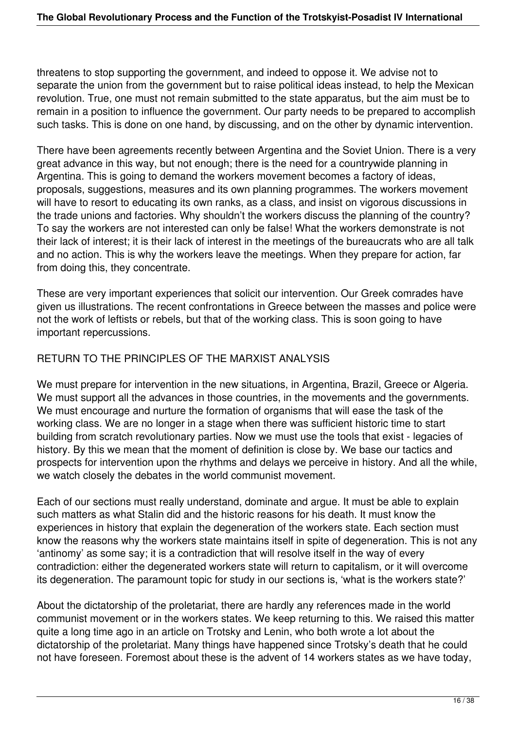threatens to stop supporting the government, and indeed to oppose it. We advise not to separate the union from the government but to raise political ideas instead, to help the Mexican revolution. True, one must not remain submitted to the state apparatus, but the aim must be to remain in a position to influence the government. Our party needs to be prepared to accomplish such tasks. This is done on one hand, by discussing, and on the other by dynamic intervention.

There have been agreements recently between Argentina and the Soviet Union. There is a very great advance in this way, but not enough; there is the need for a countrywide planning in Argentina. This is going to demand the workers movement becomes a factory of ideas, proposals, suggestions, measures and its own planning programmes. The workers movement will have to resort to educating its own ranks, as a class, and insist on vigorous discussions in the trade unions and factories. Why shouldn't the workers discuss the planning of the country? To say the workers are not interested can only be false! What the workers demonstrate is not their lack of interest; it is their lack of interest in the meetings of the bureaucrats who are all talk and no action. This is why the workers leave the meetings. When they prepare for action, far from doing this, they concentrate.

These are very important experiences that solicit our intervention. Our Greek comrades have given us illustrations. The recent confrontations in Greece between the masses and police were not the work of leftists or rebels, but that of the working class. This is soon going to have important repercussions.

## RETURN TO THE PRINCIPLES OF THE MARXIST ANALYSIS

We must prepare for intervention in the new situations, in Argentina, Brazil, Greece or Algeria. We must support all the advances in those countries, in the movements and the governments. We must encourage and nurture the formation of organisms that will ease the task of the working class. We are no longer in a stage when there was sufficient historic time to start building from scratch revolutionary parties. Now we must use the tools that exist - legacies of history. By this we mean that the moment of definition is close by. We base our tactics and prospects for intervention upon the rhythms and delays we perceive in history. And all the while, we watch closely the debates in the world communist movement.

Each of our sections must really understand, dominate and argue. It must be able to explain such matters as what Stalin did and the historic reasons for his death. It must know the experiences in history that explain the degeneration of the workers state. Each section must know the reasons why the workers state maintains itself in spite of degeneration. This is not any 'antinomy' as some say; it is a contradiction that will resolve itself in the way of every contradiction: either the degenerated workers state will return to capitalism, or it will overcome its degeneration. The paramount topic for study in our sections is, 'what is the workers state?'

About the dictatorship of the proletariat, there are hardly any references made in the world communist movement or in the workers states. We keep returning to this. We raised this matter quite a long time ago in an article on Trotsky and Lenin, who both wrote a lot about the dictatorship of the proletariat. Many things have happened since Trotsky's death that he could not have foreseen. Foremost about these is the advent of 14 workers states as we have today,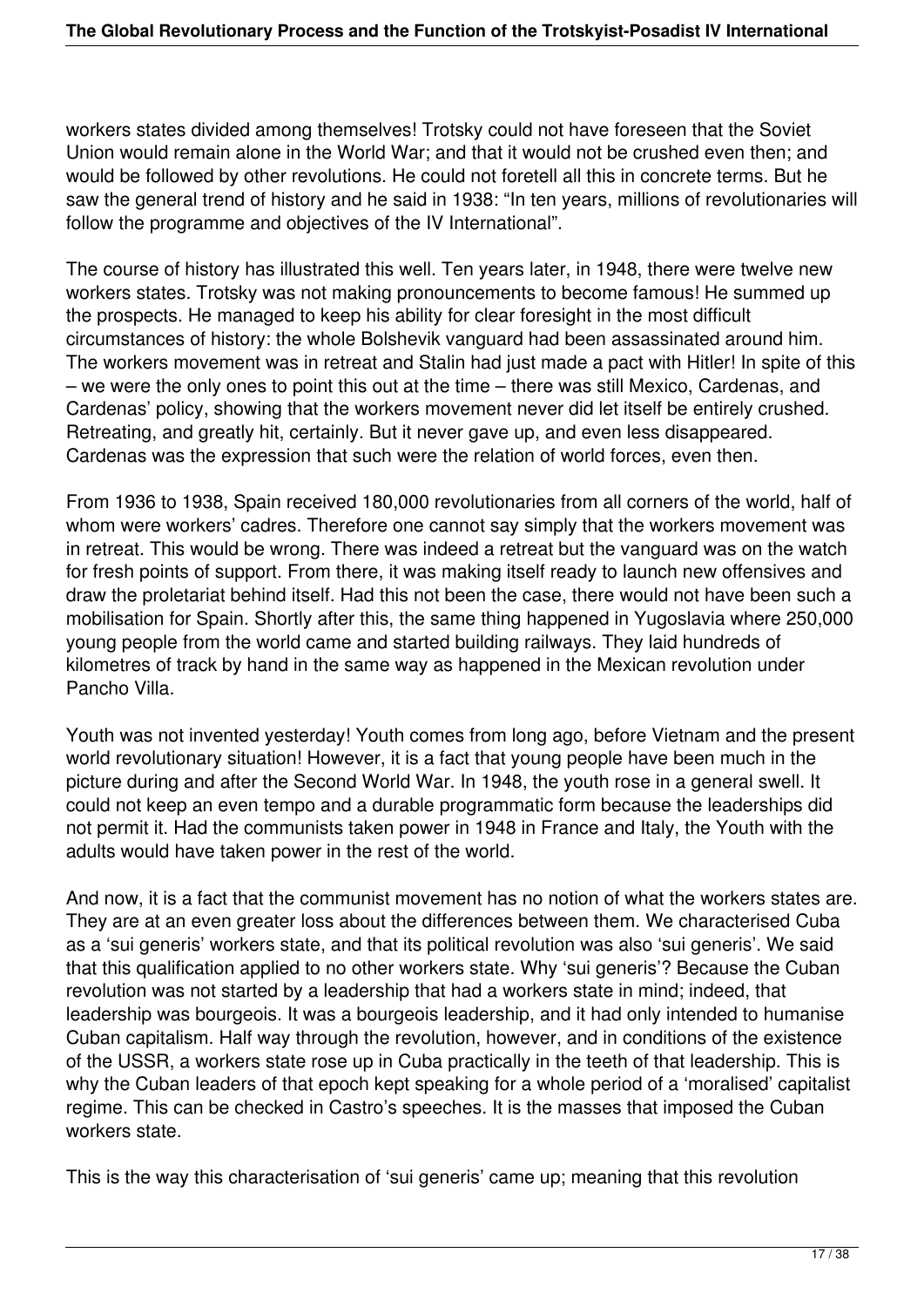workers states divided among themselves! Trotsky could not have foreseen that the Soviet Union would remain alone in the World War; and that it would not be crushed even then; and would be followed by other revolutions. He could not foretell all this in concrete terms. But he saw the general trend of history and he said in 1938: "In ten years, millions of revolutionaries will follow the programme and objectives of the IV International".

The course of history has illustrated this well. Ten years later, in 1948, there were twelve new workers states. Trotsky was not making pronouncements to become famous! He summed up the prospects. He managed to keep his ability for clear foresight in the most difficult circumstances of history: the whole Bolshevik vanguard had been assassinated around him. The workers movement was in retreat and Stalin had just made a pact with Hitler! In spite of this – we were the only ones to point this out at the time – there was still Mexico, Cardenas, and Cardenas' policy, showing that the workers movement never did let itself be entirely crushed. Retreating, and greatly hit, certainly. But it never gave up, and even less disappeared. Cardenas was the expression that such were the relation of world forces, even then.

From 1936 to 1938, Spain received 180,000 revolutionaries from all corners of the world, half of whom were workers' cadres. Therefore one cannot say simply that the workers movement was in retreat. This would be wrong. There was indeed a retreat but the vanguard was on the watch for fresh points of support. From there, it was making itself ready to launch new offensives and draw the proletariat behind itself. Had this not been the case, there would not have been such a mobilisation for Spain. Shortly after this, the same thing happened in Yugoslavia where 250,000 young people from the world came and started building railways. They laid hundreds of kilometres of track by hand in the same way as happened in the Mexican revolution under Pancho Villa.

Youth was not invented yesterday! Youth comes from long ago, before Vietnam and the present world revolutionary situation! However, it is a fact that young people have been much in the picture during and after the Second World War. In 1948, the youth rose in a general swell. It could not keep an even tempo and a durable programmatic form because the leaderships did not permit it. Had the communists taken power in 1948 in France and Italy, the Youth with the adults would have taken power in the rest of the world.

And now, it is a fact that the communist movement has no notion of what the workers states are. They are at an even greater loss about the differences between them. We characterised Cuba as a 'sui generis' workers state, and that its political revolution was also 'sui generis'. We said that this qualification applied to no other workers state. Why 'sui generis'? Because the Cuban revolution was not started by a leadership that had a workers state in mind; indeed, that leadership was bourgeois. It was a bourgeois leadership, and it had only intended to humanise Cuban capitalism. Half way through the revolution, however, and in conditions of the existence of the USSR, a workers state rose up in Cuba practically in the teeth of that leadership. This is why the Cuban leaders of that epoch kept speaking for a whole period of a 'moralised' capitalist regime. This can be checked in Castro's speeches. It is the masses that imposed the Cuban workers state.

This is the way this characterisation of 'sui generis' came up; meaning that this revolution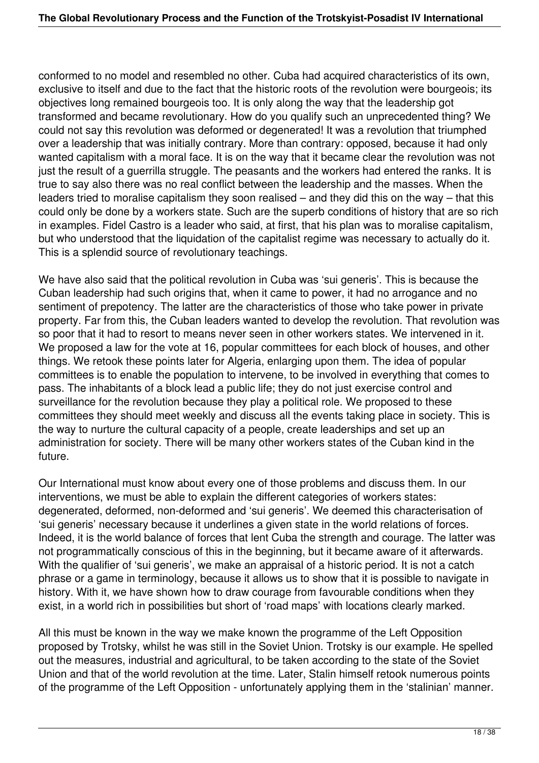conformed to no model and resembled no other. Cuba had acquired characteristics of its own, exclusive to itself and due to the fact that the historic roots of the revolution were bourgeois; its objectives long remained bourgeois too. It is only along the way that the leadership got transformed and became revolutionary. How do you qualify such an unprecedented thing? We could not say this revolution was deformed or degenerated! It was a revolution that triumphed over a leadership that was initially contrary. More than contrary: opposed, because it had only wanted capitalism with a moral face. It is on the way that it became clear the revolution was not just the result of a guerrilla struggle. The peasants and the workers had entered the ranks. It is true to say also there was no real conflict between the leadership and the masses. When the leaders tried to moralise capitalism they soon realised – and they did this on the way – that this could only be done by a workers state. Such are the superb conditions of history that are so rich in examples. Fidel Castro is a leader who said, at first, that his plan was to moralise capitalism, but who understood that the liquidation of the capitalist regime was necessary to actually do it. This is a splendid source of revolutionary teachings.

We have also said that the political revolution in Cuba was 'sui generis'. This is because the Cuban leadership had such origins that, when it came to power, it had no arrogance and no sentiment of prepotency. The latter are the characteristics of those who take power in private property. Far from this, the Cuban leaders wanted to develop the revolution. That revolution was so poor that it had to resort to means never seen in other workers states. We intervened in it. We proposed a law for the vote at 16, popular committees for each block of houses, and other things. We retook these points later for Algeria, enlarging upon them. The idea of popular committees is to enable the population to intervene, to be involved in everything that comes to pass. The inhabitants of a block lead a public life; they do not just exercise control and surveillance for the revolution because they play a political role. We proposed to these committees they should meet weekly and discuss all the events taking place in society. This is the way to nurture the cultural capacity of a people, create leaderships and set up an administration for society. There will be many other workers states of the Cuban kind in the future.

Our International must know about every one of those problems and discuss them. In our interventions, we must be able to explain the different categories of workers states: degenerated, deformed, non-deformed and 'sui generis'. We deemed this characterisation of 'sui generis' necessary because it underlines a given state in the world relations of forces. Indeed, it is the world balance of forces that lent Cuba the strength and courage. The latter was not programmatically conscious of this in the beginning, but it became aware of it afterwards. With the qualifier of 'sui generis', we make an appraisal of a historic period. It is not a catch phrase or a game in terminology, because it allows us to show that it is possible to navigate in history. With it, we have shown how to draw courage from favourable conditions when they exist, in a world rich in possibilities but short of 'road maps' with locations clearly marked.

All this must be known in the way we make known the programme of the Left Opposition proposed by Trotsky, whilst he was still in the Soviet Union. Trotsky is our example. He spelled out the measures, industrial and agricultural, to be taken according to the state of the Soviet Union and that of the world revolution at the time. Later, Stalin himself retook numerous points of the programme of the Left Opposition - unfortunately applying them in the 'stalinian' manner.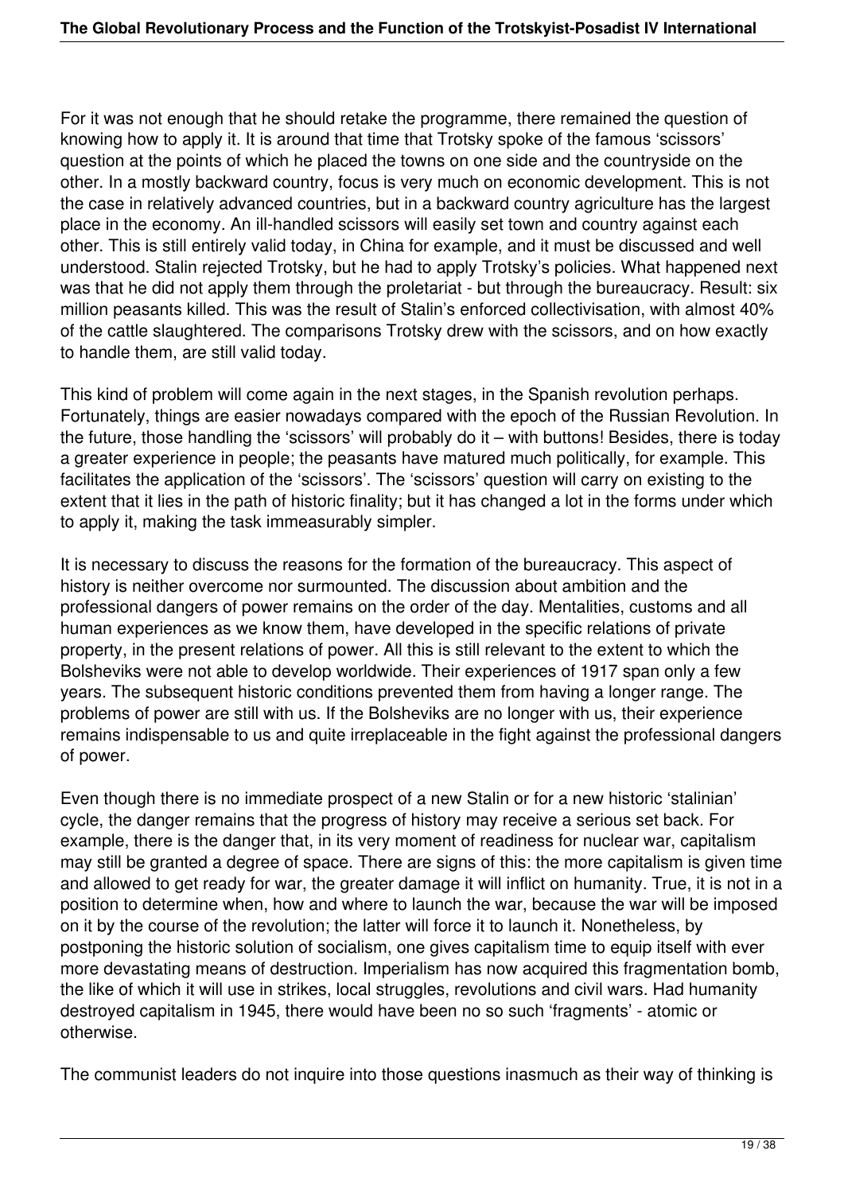For it was not enough that he should retake the programme, there remained the question of knowing how to apply it. It is around that time that Trotsky spoke of the famous 'scissors' question at the points of which he placed the towns on one side and the countryside on the other. In a mostly backward country, focus is very much on economic development. This is not the case in relatively advanced countries, but in a backward country agriculture has the largest place in the economy. An ill-handled scissors will easily set town and country against each other. This is still entirely valid today, in China for example, and it must be discussed and well understood. Stalin rejected Trotsky, but he had to apply Trotsky's policies. What happened next was that he did not apply them through the proletariat - but through the bureaucracy. Result: six million peasants killed. This was the result of Stalin's enforced collectivisation, with almost 40% of the cattle slaughtered. The comparisons Trotsky drew with the scissors, and on how exactly to handle them, are still valid today.

This kind of problem will come again in the next stages, in the Spanish revolution perhaps. Fortunately, things are easier nowadays compared with the epoch of the Russian Revolution. In the future, those handling the 'scissors' will probably do it – with buttons! Besides, there is today a greater experience in people; the peasants have matured much politically, for example. This facilitates the application of the 'scissors'. The 'scissors' question will carry on existing to the extent that it lies in the path of historic finality; but it has changed a lot in the forms under which to apply it, making the task immeasurably simpler.

It is necessary to discuss the reasons for the formation of the bureaucracy. This aspect of history is neither overcome nor surmounted. The discussion about ambition and the professional dangers of power remains on the order of the day. Mentalities, customs and all human experiences as we know them, have developed in the specific relations of private property, in the present relations of power. All this is still relevant to the extent to which the Bolsheviks were not able to develop worldwide. Their experiences of 1917 span only a few years. The subsequent historic conditions prevented them from having a longer range. The problems of power are still with us. If the Bolsheviks are no longer with us, their experience remains indispensable to us and quite irreplaceable in the fight against the professional dangers of power.

Even though there is no immediate prospect of a new Stalin or for a new historic 'stalinian' cycle, the danger remains that the progress of history may receive a serious set back. For example, there is the danger that, in its very moment of readiness for nuclear war, capitalism may still be granted a degree of space. There are signs of this: the more capitalism is given time and allowed to get ready for war, the greater damage it will inflict on humanity. True, it is not in a position to determine when, how and where to launch the war, because the war will be imposed on it by the course of the revolution; the latter will force it to launch it. Nonetheless, by postponing the historic solution of socialism, one gives capitalism time to equip itself with ever more devastating means of destruction. Imperialism has now acquired this fragmentation bomb, the like of which it will use in strikes, local struggles, revolutions and civil wars. Had humanity destroyed capitalism in 1945, there would have been no so such 'fragments' - atomic or otherwise.

The communist leaders do not inquire into those questions inasmuch as their way of thinking is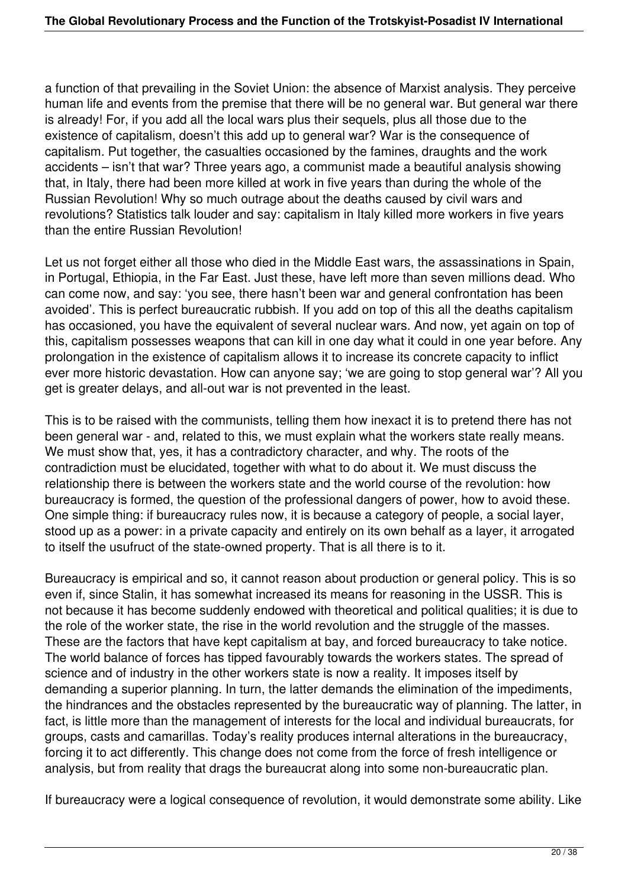a function of that prevailing in the Soviet Union: the absence of Marxist analysis. They perceive human life and events from the premise that there will be no general war. But general war there is already! For, if you add all the local wars plus their sequels, plus all those due to the existence of capitalism, doesn't this add up to general war? War is the consequence of capitalism. Put together, the casualties occasioned by the famines, draughts and the work accidents – isn't that war? Three years ago, a communist made a beautiful analysis showing that, in Italy, there had been more killed at work in five years than during the whole of the Russian Revolution! Why so much outrage about the deaths caused by civil wars and revolutions? Statistics talk louder and say: capitalism in Italy killed more workers in five years than the entire Russian Revolution!

Let us not forget either all those who died in the Middle East wars, the assassinations in Spain, in Portugal, Ethiopia, in the Far East. Just these, have left more than seven millions dead. Who can come now, and say: 'you see, there hasn't been war and general confrontation has been avoided'. This is perfect bureaucratic rubbish. If you add on top of this all the deaths capitalism has occasioned, you have the equivalent of several nuclear wars. And now, yet again on top of this, capitalism possesses weapons that can kill in one day what it could in one year before. Any prolongation in the existence of capitalism allows it to increase its concrete capacity to inflict ever more historic devastation. How can anyone say; 'we are going to stop general war'? All you get is greater delays, and all-out war is not prevented in the least.

This is to be raised with the communists, telling them how inexact it is to pretend there has not been general war - and, related to this, we must explain what the workers state really means. We must show that, yes, it has a contradictory character, and why. The roots of the contradiction must be elucidated, together with what to do about it. We must discuss the relationship there is between the workers state and the world course of the revolution: how bureaucracy is formed, the question of the professional dangers of power, how to avoid these. One simple thing: if bureaucracy rules now, it is because a category of people, a social layer, stood up as a power: in a private capacity and entirely on its own behalf as a layer, it arrogated to itself the usufruct of the state-owned property. That is all there is to it.

Bureaucracy is empirical and so, it cannot reason about production or general policy. This is so even if, since Stalin, it has somewhat increased its means for reasoning in the USSR. This is not because it has become suddenly endowed with theoretical and political qualities; it is due to the role of the worker state, the rise in the world revolution and the struggle of the masses. These are the factors that have kept capitalism at bay, and forced bureaucracy to take notice. The world balance of forces has tipped favourably towards the workers states. The spread of science and of industry in the other workers state is now a reality. It imposes itself by demanding a superior planning. In turn, the latter demands the elimination of the impediments, the hindrances and the obstacles represented by the bureaucratic way of planning. The latter, in fact, is little more than the management of interests for the local and individual bureaucrats, for groups, casts and camarillas. Today's reality produces internal alterations in the bureaucracy, forcing it to act differently. This change does not come from the force of fresh intelligence or analysis, but from reality that drags the bureaucrat along into some non-bureaucratic plan.

If bureaucracy were a logical consequence of revolution, it would demonstrate some ability. Like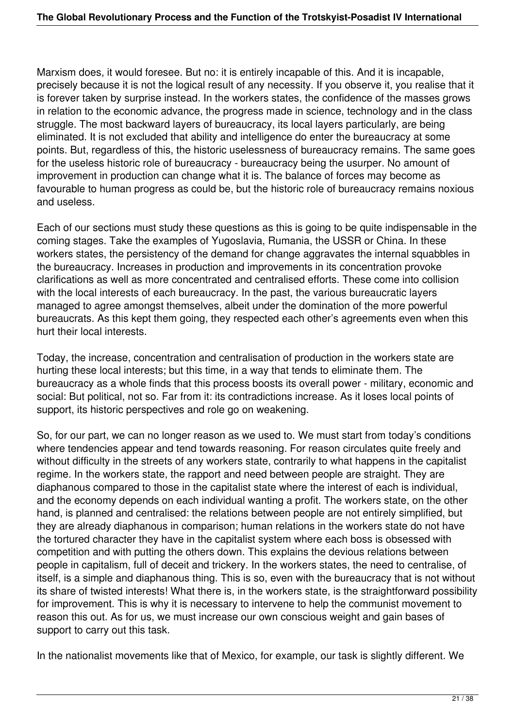Marxism does, it would foresee. But no: it is entirely incapable of this. And it is incapable, precisely because it is not the logical result of any necessity. If you observe it, you realise that it is forever taken by surprise instead. In the workers states, the confidence of the masses grows in relation to the economic advance, the progress made in science, technology and in the class struggle. The most backward layers of bureaucracy, its local layers particularly, are being eliminated. It is not excluded that ability and intelligence do enter the bureaucracy at some points. But, regardless of this, the historic uselessness of bureaucracy remains. The same goes for the useless historic role of bureaucracy - bureaucracy being the usurper. No amount of improvement in production can change what it is. The balance of forces may become as favourable to human progress as could be, but the historic role of bureaucracy remains noxious and useless.

Each of our sections must study these questions as this is going to be quite indispensable in the coming stages. Take the examples of Yugoslavia, Rumania, the USSR or China. In these workers states, the persistency of the demand for change aggravates the internal squabbles in the bureaucracy. Increases in production and improvements in its concentration provoke clarifications as well as more concentrated and centralised efforts. These come into collision with the local interests of each bureaucracy. In the past, the various bureaucratic layers managed to agree amongst themselves, albeit under the domination of the more powerful bureaucrats. As this kept them going, they respected each other's agreements even when this hurt their local interests.

Today, the increase, concentration and centralisation of production in the workers state are hurting these local interests; but this time, in a way that tends to eliminate them. The bureaucracy as a whole finds that this process boosts its overall power - military, economic and social: But political, not so. Far from it: its contradictions increase. As it loses local points of support, its historic perspectives and role go on weakening.

So, for our part, we can no longer reason as we used to. We must start from today's conditions where tendencies appear and tend towards reasoning. For reason circulates quite freely and without difficulty in the streets of any workers state, contrarily to what happens in the capitalist regime. In the workers state, the rapport and need between people are straight. They are diaphanous compared to those in the capitalist state where the interest of each is individual, and the economy depends on each individual wanting a profit. The workers state, on the other hand, is planned and centralised: the relations between people are not entirely simplified, but they are already diaphanous in comparison; human relations in the workers state do not have the tortured character they have in the capitalist system where each boss is obsessed with competition and with putting the others down. This explains the devious relations between people in capitalism, full of deceit and trickery. In the workers states, the need to centralise, of itself, is a simple and diaphanous thing. This is so, even with the bureaucracy that is not without its share of twisted interests! What there is, in the workers state, is the straightforward possibility for improvement. This is why it is necessary to intervene to help the communist movement to reason this out. As for us, we must increase our own conscious weight and gain bases of support to carry out this task.

In the nationalist movements like that of Mexico, for example, our task is slightly different. We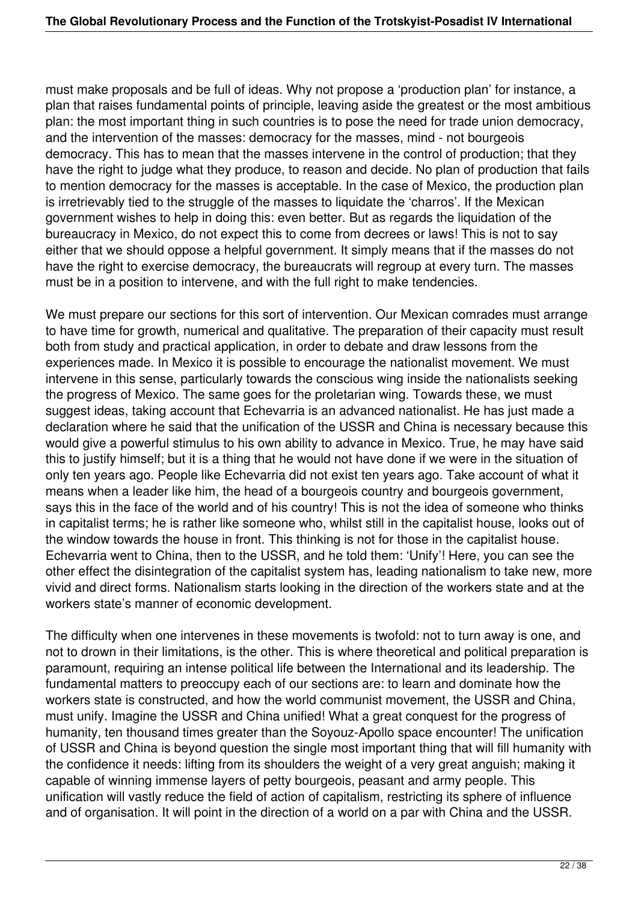must make proposals and be full of ideas. Why not propose a 'production plan' for instance, a plan that raises fundamental points of principle, leaving aside the greatest or the most ambitious plan: the most important thing in such countries is to pose the need for trade union democracy, and the intervention of the masses: democracy for the masses, mind - not bourgeois democracy. This has to mean that the masses intervene in the control of production; that they have the right to judge what they produce, to reason and decide. No plan of production that fails to mention democracy for the masses is acceptable. In the case of Mexico, the production plan is irretrievably tied to the struggle of the masses to liquidate the 'charros'. If the Mexican government wishes to help in doing this: even better. But as regards the liquidation of the bureaucracy in Mexico, do not expect this to come from decrees or laws! This is not to say either that we should oppose a helpful government. It simply means that if the masses do not have the right to exercise democracy, the bureaucrats will regroup at every turn. The masses must be in a position to intervene, and with the full right to make tendencies.

We must prepare our sections for this sort of intervention. Our Mexican comrades must arrange to have time for growth, numerical and qualitative. The preparation of their capacity must result both from study and practical application, in order to debate and draw lessons from the experiences made. In Mexico it is possible to encourage the nationalist movement. We must intervene in this sense, particularly towards the conscious wing inside the nationalists seeking the progress of Mexico. The same goes for the proletarian wing. Towards these, we must suggest ideas, taking account that Echevarria is an advanced nationalist. He has just made a declaration where he said that the unification of the USSR and China is necessary because this would give a powerful stimulus to his own ability to advance in Mexico. True, he may have said this to justify himself; but it is a thing that he would not have done if we were in the situation of only ten years ago. People like Echevarria did not exist ten years ago. Take account of what it means when a leader like him, the head of a bourgeois country and bourgeois government, says this in the face of the world and of his country! This is not the idea of someone who thinks in capitalist terms; he is rather like someone who, whilst still in the capitalist house, looks out of the window towards the house in front. This thinking is not for those in the capitalist house. Echevarria went to China, then to the USSR, and he told them: 'Unify'! Here, you can see the other effect the disintegration of the capitalist system has, leading nationalism to take new, more vivid and direct forms. Nationalism starts looking in the direction of the workers state and at the workers state's manner of economic development.

The difficulty when one intervenes in these movements is twofold: not to turn away is one, and not to drown in their limitations, is the other. This is where theoretical and political preparation is paramount, requiring an intense political life between the International and its leadership. The fundamental matters to preoccupy each of our sections are: to learn and dominate how the workers state is constructed, and how the world communist movement, the USSR and China, must unify. Imagine the USSR and China unified! What a great conquest for the progress of humanity, ten thousand times greater than the Soyouz-Apollo space encounter! The unification of USSR and China is beyond question the single most important thing that will fill humanity with the confidence it needs: lifting from its shoulders the weight of a very great anguish; making it capable of winning immense layers of petty bourgeois, peasant and army people. This unification will vastly reduce the field of action of capitalism, restricting its sphere of influence and of organisation. It will point in the direction of a world on a par with China and the USSR.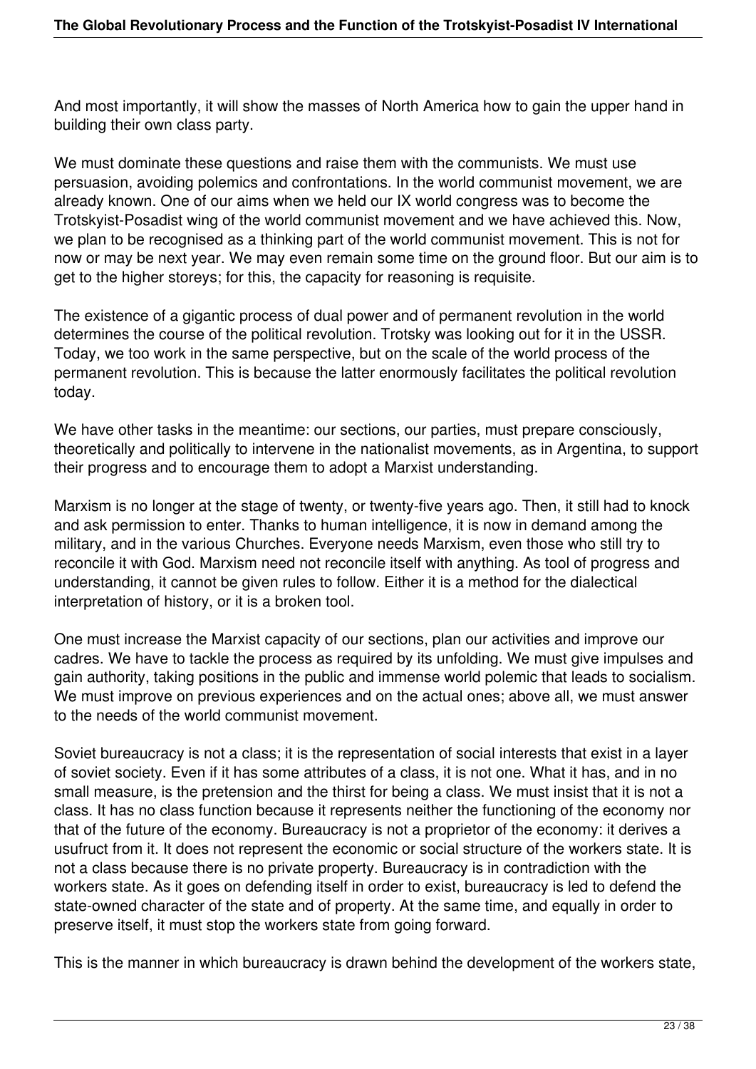And most importantly, it will show the masses of North America how to gain the upper hand in building their own class party.

We must dominate these questions and raise them with the communists. We must use persuasion, avoiding polemics and confrontations. In the world communist movement, we are already known. One of our aims when we held our IX world congress was to become the Trotskyist-Posadist wing of the world communist movement and we have achieved this. Now, we plan to be recognised as a thinking part of the world communist movement. This is not for now or may be next year. We may even remain some time on the ground floor. But our aim is to get to the higher storeys; for this, the capacity for reasoning is requisite.

The existence of a gigantic process of dual power and of permanent revolution in the world determines the course of the political revolution. Trotsky was looking out for it in the USSR. Today, we too work in the same perspective, but on the scale of the world process of the permanent revolution. This is because the latter enormously facilitates the political revolution today.

We have other tasks in the meantime: our sections, our parties, must prepare consciously, theoretically and politically to intervene in the nationalist movements, as in Argentina, to support their progress and to encourage them to adopt a Marxist understanding.

Marxism is no longer at the stage of twenty, or twenty-five years ago. Then, it still had to knock and ask permission to enter. Thanks to human intelligence, it is now in demand among the military, and in the various Churches. Everyone needs Marxism, even those who still try to reconcile it with God. Marxism need not reconcile itself with anything. As tool of progress and understanding, it cannot be given rules to follow. Either it is a method for the dialectical interpretation of history, or it is a broken tool.

One must increase the Marxist capacity of our sections, plan our activities and improve our cadres. We have to tackle the process as required by its unfolding. We must give impulses and gain authority, taking positions in the public and immense world polemic that leads to socialism. We must improve on previous experiences and on the actual ones; above all, we must answer to the needs of the world communist movement.

Soviet bureaucracy is not a class; it is the representation of social interests that exist in a layer of soviet society. Even if it has some attributes of a class, it is not one. What it has, and in no small measure, is the pretension and the thirst for being a class. We must insist that it is not a class. It has no class function because it represents neither the functioning of the economy nor that of the future of the economy. Bureaucracy is not a proprietor of the economy: it derives a usufruct from it. It does not represent the economic or social structure of the workers state. It is not a class because there is no private property. Bureaucracy is in contradiction with the workers state. As it goes on defending itself in order to exist, bureaucracy is led to defend the state-owned character of the state and of property. At the same time, and equally in order to preserve itself, it must stop the workers state from going forward.

This is the manner in which bureaucracy is drawn behind the development of the workers state,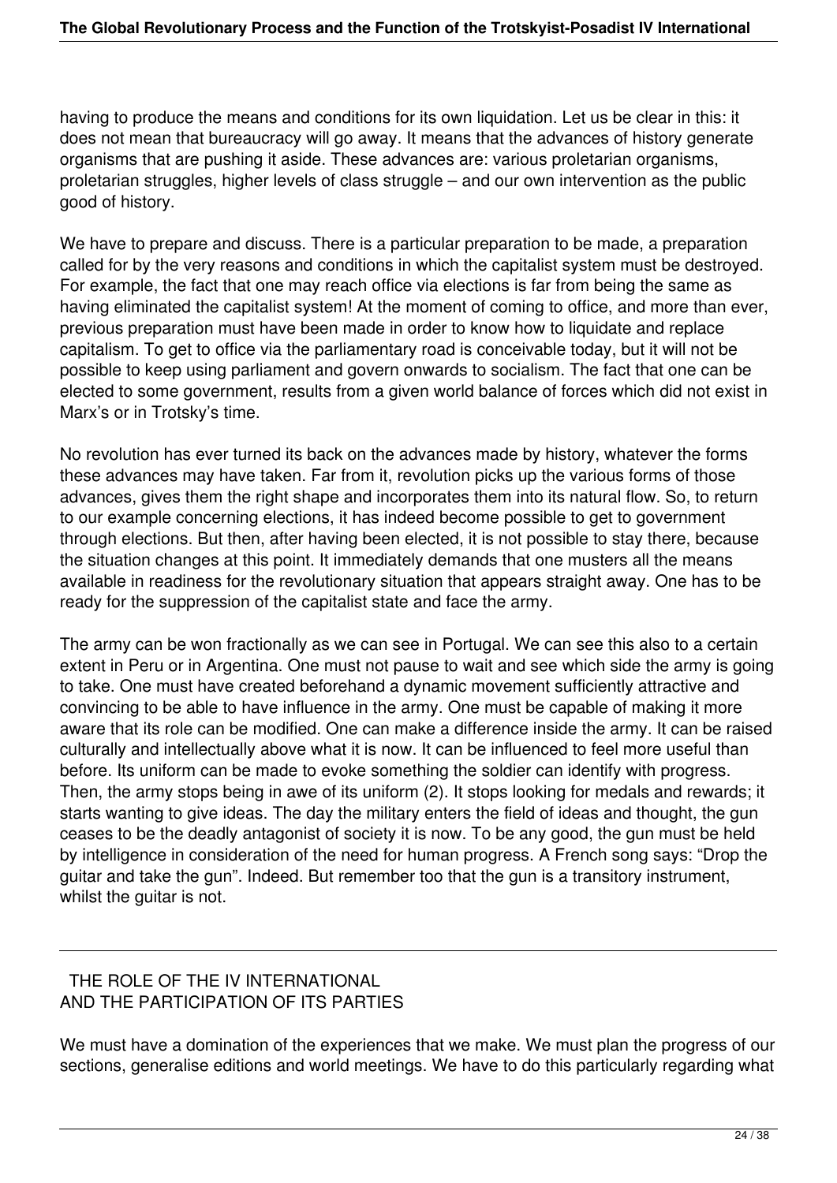having to produce the means and conditions for its own liquidation. Let us be clear in this: it does not mean that bureaucracy will go away. It means that the advances of history generate organisms that are pushing it aside. These advances are: various proletarian organisms, proletarian struggles, higher levels of class struggle – and our own intervention as the public good of history.

We have to prepare and discuss. There is a particular preparation to be made, a preparation called for by the very reasons and conditions in which the capitalist system must be destroyed. For example, the fact that one may reach office via elections is far from being the same as having eliminated the capitalist system! At the moment of coming to office, and more than ever, previous preparation must have been made in order to know how to liquidate and replace capitalism. To get to office via the parliamentary road is conceivable today, but it will not be possible to keep using parliament and govern onwards to socialism. The fact that one can be elected to some government, results from a given world balance of forces which did not exist in Marx's or in Trotsky's time.

No revolution has ever turned its back on the advances made by history, whatever the forms these advances may have taken. Far from it, revolution picks up the various forms of those advances, gives them the right shape and incorporates them into its natural flow. So, to return to our example concerning elections, it has indeed become possible to get to government through elections. But then, after having been elected, it is not possible to stay there, because the situation changes at this point. It immediately demands that one musters all the means available in readiness for the revolutionary situation that appears straight away. One has to be ready for the suppression of the capitalist state and face the army.

The army can be won fractionally as we can see in Portugal. We can see this also to a certain extent in Peru or in Argentina. One must not pause to wait and see which side the army is going to take. One must have created beforehand a dynamic movement sufficiently attractive and convincing to be able to have influence in the army. One must be capable of making it more aware that its role can be modified. One can make a difference inside the army. It can be raised culturally and intellectually above what it is now. It can be influenced to feel more useful than before. Its uniform can be made to evoke something the soldier can identify with progress. Then, the army stops being in awe of its uniform (2). It stops looking for medals and rewards; it starts wanting to give ideas. The day the military enters the field of ideas and thought, the gun ceases to be the deadly antagonist of society it is now. To be any good, the gun must be held by intelligence in consideration of the need for human progress. A French song says: "Drop the guitar and take the gun". Indeed. But remember too that the gun is a transitory instrument, whilst the guitar is not.

---

## THE ROLE OF THE IV INTERNATIONAL AND THE PARTICIPATION OF ITS PARTIES

We must have a domination of the experiences that we make. We must plan the progress of our sections, generalise editions and world meetings. We have to do this particularly regarding what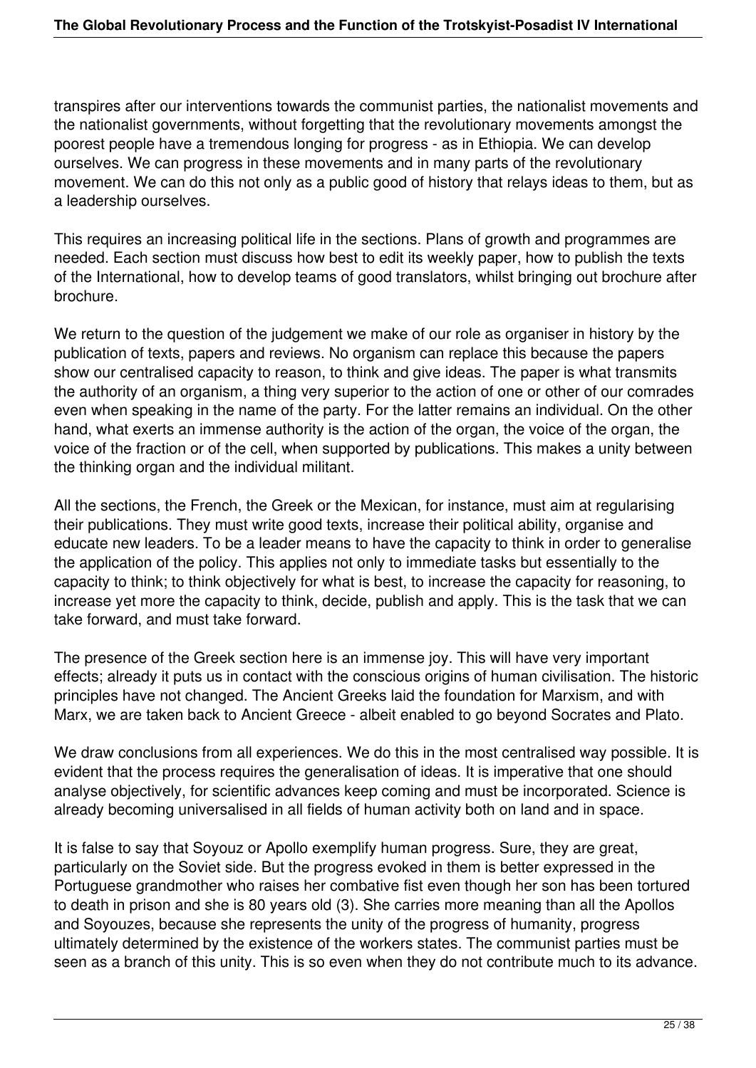transpires after our interventions towards the communist parties, the nationalist movements and the nationalist governments, without forgetting that the revolutionary movements amongst the poorest people have a tremendous longing for progress - as in Ethiopia. We can develop ourselves. We can progress in these movements and in many parts of the revolutionary movement. We can do this not only as a public good of history that relays ideas to them, but as a leadership ourselves.

This requires an increasing political life in the sections. Plans of growth and programmes are needed. Each section must discuss how best to edit its weekly paper, how to publish the texts of the International, how to develop teams of good translators, whilst bringing out brochure after brochure.

We return to the question of the judgement we make of our role as organiser in history by the publication of texts, papers and reviews. No organism can replace this because the papers show our centralised capacity to reason, to think and give ideas. The paper is what transmits the authority of an organism, a thing very superior to the action of one or other of our comrades even when speaking in the name of the party. For the latter remains an individual. On the other hand, what exerts an immense authority is the action of the organ, the voice of the organ, the voice of the fraction or of the cell, when supported by publications. This makes a unity between the thinking organ and the individual militant.

All the sections, the French, the Greek or the Mexican, for instance, must aim at regularising their publications. They must write good texts, increase their political ability, organise and educate new leaders. To be a leader means to have the capacity to think in order to generalise the application of the policy. This applies not only to immediate tasks but essentially to the capacity to think; to think objectively for what is best, to increase the capacity for reasoning, to increase yet more the capacity to think, decide, publish and apply. This is the task that we can take forward, and must take forward.

The presence of the Greek section here is an immense joy. This will have very important effects; already it puts us in contact with the conscious origins of human civilisation. The historic principles have not changed. The Ancient Greeks laid the foundation for Marxism, and with Marx, we are taken back to Ancient Greece - albeit enabled to go beyond Socrates and Plato.

We draw conclusions from all experiences. We do this in the most centralised way possible. It is evident that the process requires the generalisation of ideas. It is imperative that one should analyse objectively, for scientific advances keep coming and must be incorporated. Science is already becoming universalised in all fields of human activity both on land and in space.

It is false to say that Soyouz or Apollo exemplify human progress. Sure, they are great, particularly on the Soviet side. But the progress evoked in them is better expressed in the Portuguese grandmother who raises her combative fist even though her son has been tortured to death in prison and she is 80 years old (3). She carries more meaning than all the Apollos and Soyouzes, because she represents the unity of the progress of humanity, progress ultimately determined by the existence of the workers states. The communist parties must be seen as a branch of this unity. This is so even when they do not contribute much to its advance.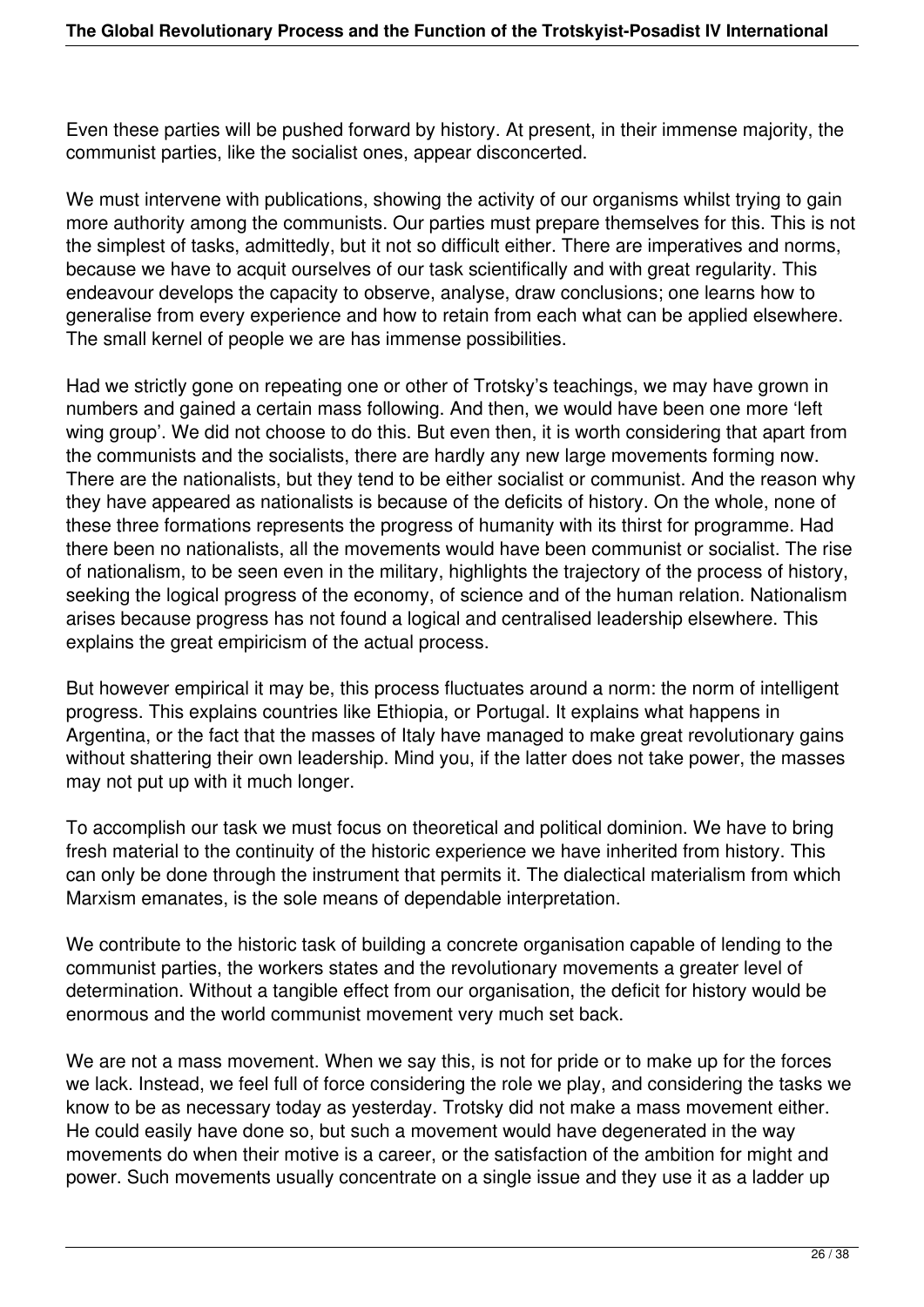Even these parties will be pushed forward by history. At present, in their immense majority, the communist parties, like the socialist ones, appear disconcerted.

We must intervene with publications, showing the activity of our organisms whilst trying to gain more authority among the communists. Our parties must prepare themselves for this. This is not the simplest of tasks, admittedly, but it not so difficult either. There are imperatives and norms, because we have to acquit ourselves of our task scientifically and with great regularity. This endeavour develops the capacity to observe, analyse, draw conclusions; one learns how to generalise from every experience and how to retain from each what can be applied elsewhere. The small kernel of people we are has immense possibilities.

Had we strictly gone on repeating one or other of Trotsky's teachings, we may have grown in numbers and gained a certain mass following. And then, we would have been one more 'left wing group'. We did not choose to do this. But even then, it is worth considering that apart from the communists and the socialists, there are hardly any new large movements forming now. There are the nationalists, but they tend to be either socialist or communist. And the reason why they have appeared as nationalists is because of the deficits of history. On the whole, none of these three formations represents the progress of humanity with its thirst for programme. Had there been no nationalists, all the movements would have been communist or socialist. The rise of nationalism, to be seen even in the military, highlights the trajectory of the process of history, seeking the logical progress of the economy, of science and of the human relation. Nationalism arises because progress has not found a logical and centralised leadership elsewhere. This explains the great empiricism of the actual process.

But however empirical it may be, this process fluctuates around a norm: the norm of intelligent progress. This explains countries like Ethiopia, or Portugal. It explains what happens in Argentina, or the fact that the masses of Italy have managed to make great revolutionary gains without shattering their own leadership. Mind you, if the latter does not take power, the masses may not put up with it much longer.

To accomplish our task we must focus on theoretical and political dominion. We have to bring fresh material to the continuity of the historic experience we have inherited from history. This can only be done through the instrument that permits it. The dialectical materialism from which Marxism emanates, is the sole means of dependable interpretation.

We contribute to the historic task of building a concrete organisation capable of lending to the communist parties, the workers states and the revolutionary movements a greater level of determination. Without a tangible effect from our organisation, the deficit for history would be enormous and the world communist movement very much set back.

We are not a mass movement. When we say this, is not for pride or to make up for the forces we lack. Instead, we feel full of force considering the role we play, and considering the tasks we know to be as necessary today as yesterday. Trotsky did not make a mass movement either. He could easily have done so, but such a movement would have degenerated in the way movements do when their motive is a career, or the satisfaction of the ambition for might and power. Such movements usually concentrate on a single issue and they use it as a ladder up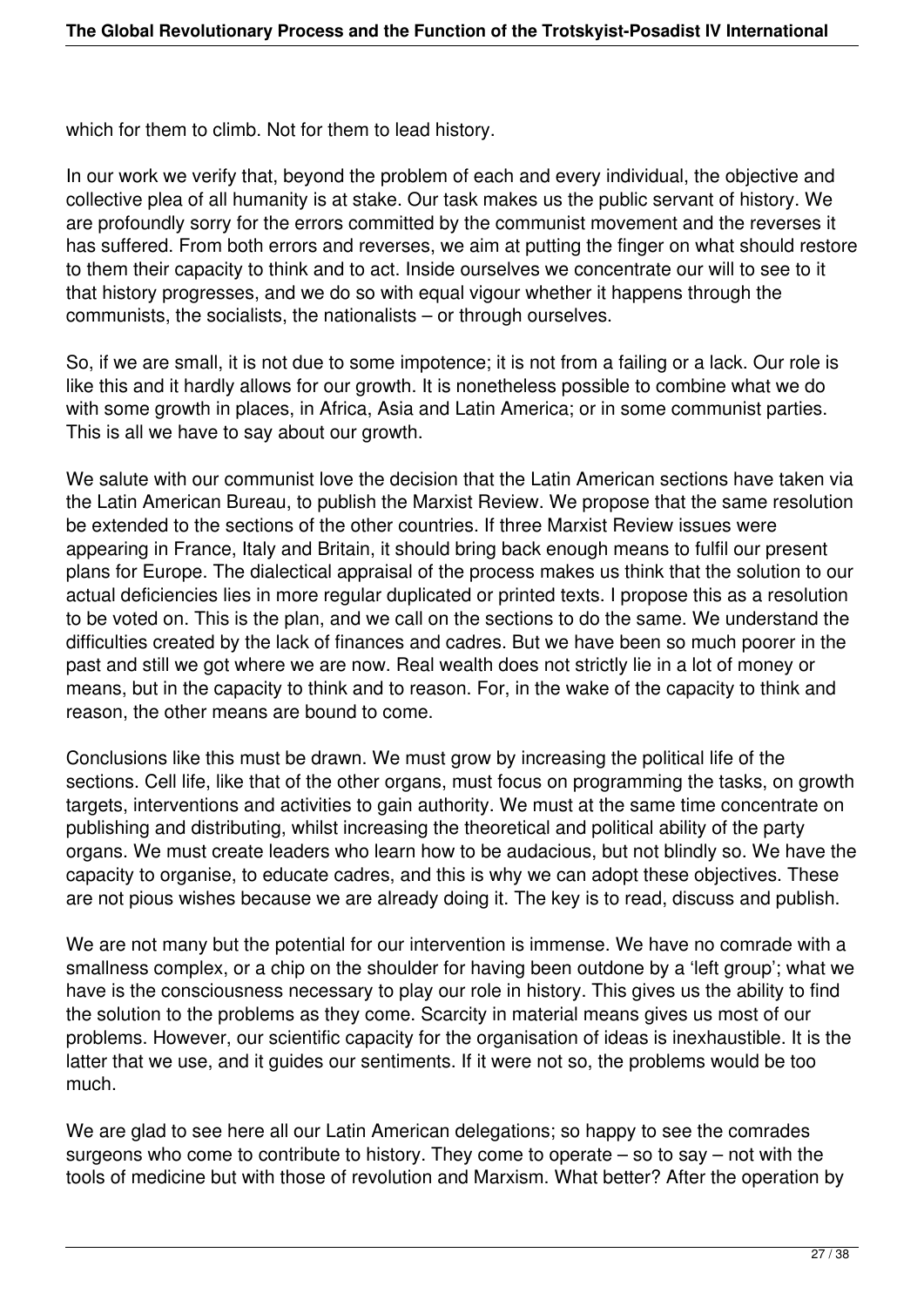which for them to climb. Not for them to lead history.

In our work we verify that, beyond the problem of each and every individual, the objective and collective plea of all humanity is at stake. Our task makes us the public servant of history. We are profoundly sorry for the errors committed by the communist movement and the reverses it has suffered. From both errors and reverses, we aim at putting the finger on what should restore to them their capacity to think and to act. Inside ourselves we concentrate our will to see to it that history progresses, and we do so with equal vigour whether it happens through the communists, the socialists, the nationalists – or through ourselves.

So, if we are small, it is not due to some impotence; it is not from a failing or a lack. Our role is like this and it hardly allows for our growth. It is nonetheless possible to combine what we do with some growth in places, in Africa, Asia and Latin America; or in some communist parties. This is all we have to say about our growth.

We salute with our communist love the decision that the Latin American sections have taken via the Latin American Bureau, to publish the Marxist Review. We propose that the same resolution be extended to the sections of the other countries. If three Marxist Review issues were appearing in France, Italy and Britain, it should bring back enough means to fulfil our present plans for Europe. The dialectical appraisal of the process makes us think that the solution to our actual deficiencies lies in more regular duplicated or printed texts. I propose this as a resolution to be voted on. This is the plan, and we call on the sections to do the same. We understand the difficulties created by the lack of finances and cadres. But we have been so much poorer in the past and still we got where we are now. Real wealth does not strictly lie in a lot of money or means, but in the capacity to think and to reason. For, in the wake of the capacity to think and reason, the other means are bound to come.

Conclusions like this must be drawn. We must grow by increasing the political life of the sections. Cell life, like that of the other organs, must focus on programming the tasks, on growth targets, interventions and activities to gain authority. We must at the same time concentrate on publishing and distributing, whilst increasing the theoretical and political ability of the party organs. We must create leaders who learn how to be audacious, but not blindly so. We have the capacity to organise, to educate cadres, and this is why we can adopt these objectives. These are not pious wishes because we are already doing it. The key is to read, discuss and publish.

We are not many but the potential for our intervention is immense. We have no comrade with a smallness complex, or a chip on the shoulder for having been outdone by a 'left group'; what we have is the consciousness necessary to play our role in history. This gives us the ability to find the solution to the problems as they come. Scarcity in material means gives us most of our problems. However, our scientific capacity for the organisation of ideas is inexhaustible. It is the latter that we use, and it guides our sentiments. If it were not so, the problems would be too much.

We are glad to see here all our Latin American delegations; so happy to see the comrades surgeons who come to contribute to history. They come to operate – so to say – not with the tools of medicine but with those of revolution and Marxism. What better? After the operation by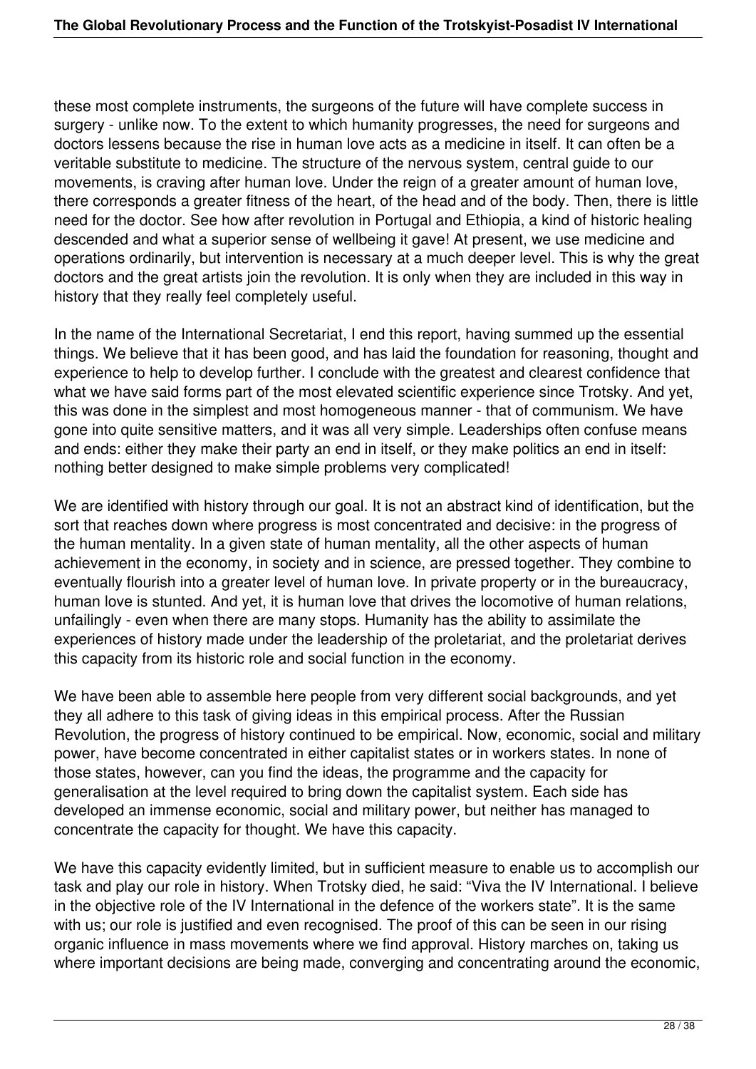these most complete instruments, the surgeons of the future will have complete success in surgery - unlike now. To the extent to which humanity progresses, the need for surgeons and doctors lessens because the rise in human love acts as a medicine in itself. It can often be a veritable substitute to medicine. The structure of the nervous system, central guide to our movements, is craving after human love. Under the reign of a greater amount of human love, there corresponds a greater fitness of the heart, of the head and of the body. Then, there is little need for the doctor. See how after revolution in Portugal and Ethiopia, a kind of historic healing descended and what a superior sense of wellbeing it gave! At present, we use medicine and operations ordinarily, but intervention is necessary at a much deeper level. This is why the great doctors and the great artists join the revolution. It is only when they are included in this way in history that they really feel completely useful.

In the name of the International Secretariat, I end this report, having summed up the essential things. We believe that it has been good, and has laid the foundation for reasoning, thought and experience to help to develop further. I conclude with the greatest and clearest confidence that what we have said forms part of the most elevated scientific experience since Trotsky. And yet, this was done in the simplest and most homogeneous manner - that of communism. We have gone into quite sensitive matters, and it was all very simple. Leaderships often confuse means and ends: either they make their party an end in itself, or they make politics an end in itself: nothing better designed to make simple problems very complicated!

We are identified with history through our goal. It is not an abstract kind of identification, but the sort that reaches down where progress is most concentrated and decisive: in the progress of the human mentality. In a given state of human mentality, all the other aspects of human achievement in the economy, in society and in science, are pressed together. They combine to eventually flourish into a greater level of human love. In private property or in the bureaucracy, human love is stunted. And yet, it is human love that drives the locomotive of human relations, unfailingly - even when there are many stops. Humanity has the ability to assimilate the experiences of history made under the leadership of the proletariat, and the proletariat derives this capacity from its historic role and social function in the economy.

We have been able to assemble here people from very different social backgrounds, and yet they all adhere to this task of giving ideas in this empirical process. After the Russian Revolution, the progress of history continued to be empirical. Now, economic, social and military power, have become concentrated in either capitalist states or in workers states. In none of those states, however, can you find the ideas, the programme and the capacity for generalisation at the level required to bring down the capitalist system. Each side has developed an immense economic, social and military power, but neither has managed to concentrate the capacity for thought. We have this capacity.

We have this capacity evidently limited, but in sufficient measure to enable us to accomplish our task and play our role in history. When Trotsky died, he said: "Viva the IV International. I believe in the objective role of the IV International in the defence of the workers state". It is the same with us; our role is justified and even recognised. The proof of this can be seen in our rising organic influence in mass movements where we find approval. History marches on, taking us where important decisions are being made, converging and concentrating around the economic,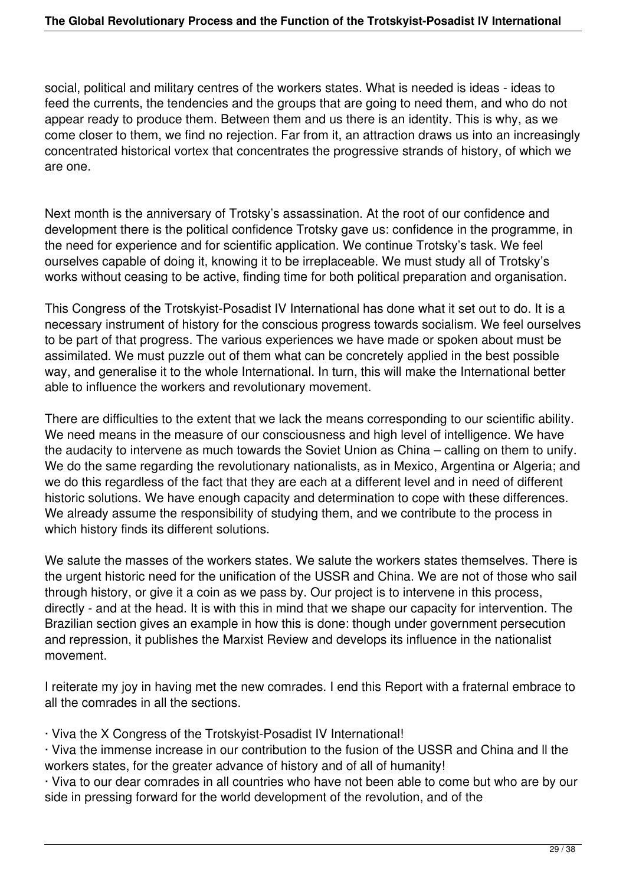social, political and military centres of the workers states. What is needed is ideas - ideas to feed the currents, the tendencies and the groups that are going to need them, and who do not appear ready to produce them. Between them and us there is an identity. This is why, as we come closer to them, we find no rejection. Far from it, an attraction draws us into an increasingly concentrated historical vortex that concentrates the progressive strands of history, of which we are one.

Next month is the anniversary of Trotsky's assassination. At the root of our confidence and development there is the political confidence Trotsky gave us: confidence in the programme, in the need for experience and for scientific application. We continue Trotsky's task. We feel ourselves capable of doing it, knowing it to be irreplaceable. We must study all of Trotsky's works without ceasing to be active, finding time for both political preparation and organisation.

This Congress of the Trotskyist-Posadist IV International has done what it set out to do. It is a necessary instrument of history for the conscious progress towards socialism. We feel ourselves to be part of that progress. The various experiences we have made or spoken about must be assimilated. We must puzzle out of them what can be concretely applied in the best possible way, and generalise it to the whole International. In turn, this will make the International better able to influence the workers and revolutionary movement.

There are difficulties to the extent that we lack the means corresponding to our scientific ability. We need means in the measure of our consciousness and high level of intelligence. We have the audacity to intervene as much towards the Soviet Union as China – calling on them to unify. We do the same regarding the revolutionary nationalists, as in Mexico, Argentina or Algeria; and we do this regardless of the fact that they are each at a different level and in need of different historic solutions. We have enough capacity and determination to cope with these differences. We already assume the responsibility of studying them, and we contribute to the process in which history finds its different solutions.

We salute the masses of the workers states. We salute the workers states themselves. There is the urgent historic need for the unification of the USSR and China. We are not of those who sail through history, or give it a coin as we pass by. Our project is to intervene in this process, directly - and at the head. It is with this in mind that we shape our capacity for intervention. The Brazilian section gives an example in how this is done: though under government persecution and repression, it publishes the Marxist Review and develops its influence in the nationalist movement.

I reiterate my joy in having met the new comrades. I end this Report with a fraternal embrace to all the comrades in all the sections.

- Viva the X Congress of the Trotskyist-Posadist IV International!
- Viva the immense increase in our contribution to the fusion of the USSR and China and ll the workers states, for the greater advance of history and of all of humanity!
- Viva to our dear comrades in all countries who have not been able to come but who are by our side in pressing forward for the world development of the revolution, and of the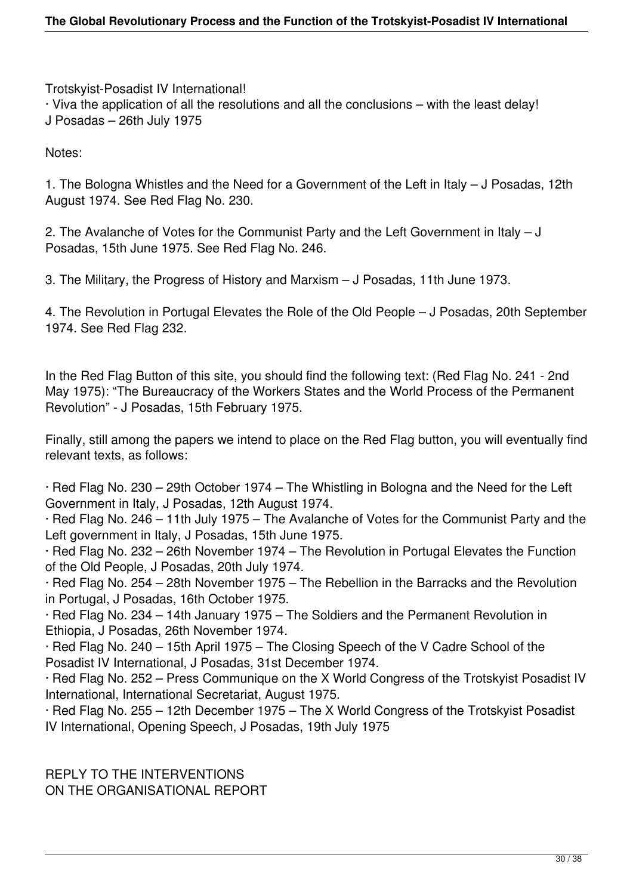Trotskyist-Posadist IV International!

· Viva the application of all the resolutions and all the conclusions – with the least delay!

J Posadas – 26th July 1975

Notes:

1. The Bologna Whistles and the Need for a Government of the Left in Italy – J Posadas, 12th August 1974. See Red Flag No. 230.

2. The Avalanche of Votes for the Communist Party and the Left Government in Italy – J Posadas, 15th June 1975. See Red Flag No. 246.

3. The Military, the Progress of History and Marxism – J Posadas, 11th June 1973.

4. The Revolution in Portugal Elevates the Role of the Old People – J Posadas, 20th September 1974. See Red Flag 232.

In the Red Flag Button of this site, you should find the following text: (Red Flag No. 241 - 2nd May 1975): "The Bureaucracy of the Workers States and the World Process of the Permanent Revolution" - J Posadas, 15th February 1975.

Finally, still among the papers we intend to place on the Red Flag button, you will eventually find relevant texts, as follows:

· Red Flag No. 230 – 29th October 1974 – The Whistling in Bologna and the Need for the Left Government in Italy, J Posadas, 12th August 1974.
· Red Flag No. 246 – 11th July 1975 – The Avalanche of Votes for the Communist Party and the Left government in Italy, J Posadas, 15th June 1975.
· Red Flag No. 232 – 26th November 1974 – The Revolution in Portugal Elevates the Function of the Old People, J Posadas, 20th July 1974.
· Red Flag No. 254 – 28th November 1975 – The Rebellion in the Barracks and the Revolution in Portugal, J Posadas, 16th October 1975.
· Red Flag No. 234 – 14th January 1975 – The Soldiers and the Permanent Revolution in Ethiopia, J Posadas, 26th November 1974.
· Red Flag No. 240 – 15th April 1975 – The Closing Speech of the V Cadre School of the Posadist IV International, J Posadas, 31st December 1974.
· Red Flag No. 252 – Press Communique on the X World Congress of the Trotskyist Posadist IV International, International Secretariat, August 1975.
· Red Flag No. 255 – 12th December 1975 – The X World Congress of the Trotskyist Posadist IV International, Opening Speech, J Posadas, 19th July 1975

## REPLY TO THE INTERVENTIONS ON THE ORGANISATIONAL REPORT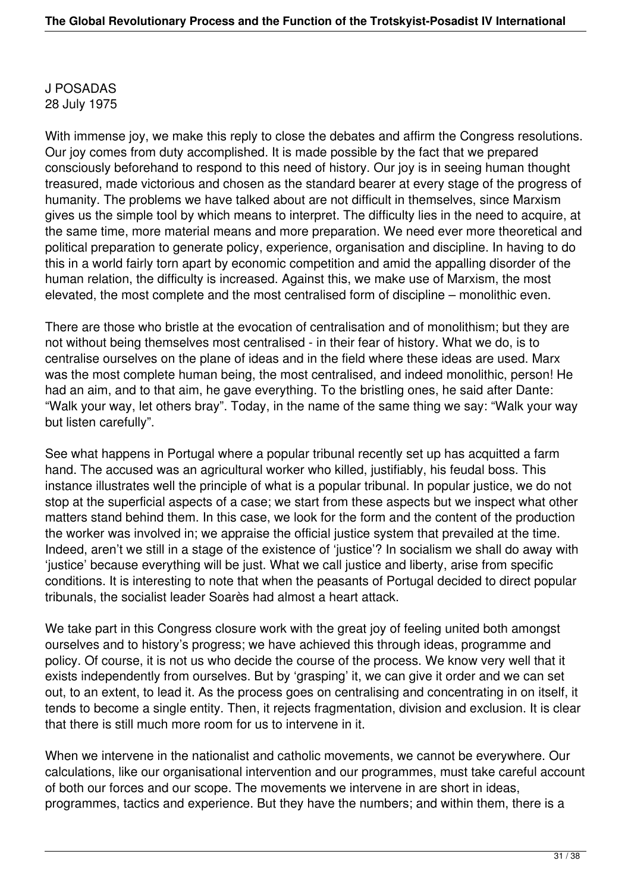J POSADAS
28 July 1975

With immense joy, we make this reply to close the debates and affirm the Congress resolutions. Our joy comes from duty accomplished. It is made possible by the fact that we prepared consciously beforehand to respond to this need of history. Our joy is in seeing human thought treasured, made victorious and chosen as the standard bearer at every stage of the progress of humanity. The problems we have talked about are not difficult in themselves, since Marxism gives us the simple tool by which means to interpret. The difficulty lies in the need to acquire, at the same time, more material means and more preparation. We need ever more theoretical and political preparation to generate policy, experience, organisation and discipline. In having to do this in a world fairly torn apart by economic competition and amid the appalling disorder of the human relation, the difficulty is increased. Against this, we make use of Marxism, the most elevated, the most complete and the most centralised form of discipline – monolithic even.

There are those who bristle at the evocation of centralisation and of monolithism; but they are not without being themselves most centralised - in their fear of history. What we do, is to centralise ourselves on the plane of ideas and in the field where these ideas are used. Marx was the most complete human being, the most centralised, and indeed monolithic, person! He had an aim, and to that aim, he gave everything. To the bristling ones, he said after Dante: "Walk your way, let others bray". Today, in the name of the same thing we say: "Walk your way but listen carefully".

See what happens in Portugal where a popular tribunal recently set up has acquitted a farm hand. The accused was an agricultural worker who killed, justifiably, his feudal boss. This instance illustrates well the principle of what is a popular tribunal. In popular justice, we do not stop at the superficial aspects of a case; we start from these aspects but we inspect what other matters stand behind them. In this case, we look for the form and the content of the production the worker was involved in; we appraise the official justice system that prevailed at the time. Indeed, aren't we still in a stage of the existence of 'justice'? In socialism we shall do away with 'justice' because everything will be just. What we call justice and liberty, arise from specific conditions. It is interesting to note that when the peasants of Portugal decided to direct popular tribunals, the socialist leader Soarès had almost a heart attack.

We take part in this Congress closure work with the great joy of feeling united both amongst ourselves and to history's progress; we have achieved this through ideas, programme and policy. Of course, it is not us who decide the course of the process. We know very well that it exists independently from ourselves. But by 'grasping' it, we can give it order and we can set out, to an extent, to lead it. As the process goes on centralising and concentrating in on itself, it tends to become a single entity. Then, it rejects fragmentation, division and exclusion. It is clear that there is still much more room for us to intervene in it.

When we intervene in the nationalist and catholic movements, we cannot be everywhere. Our calculations, like our organisational intervention and our programmes, must take careful account of both our forces and our scope. The movements we intervene in are short in ideas, programmes, tactics and experience. But they have the numbers; and within them, there is a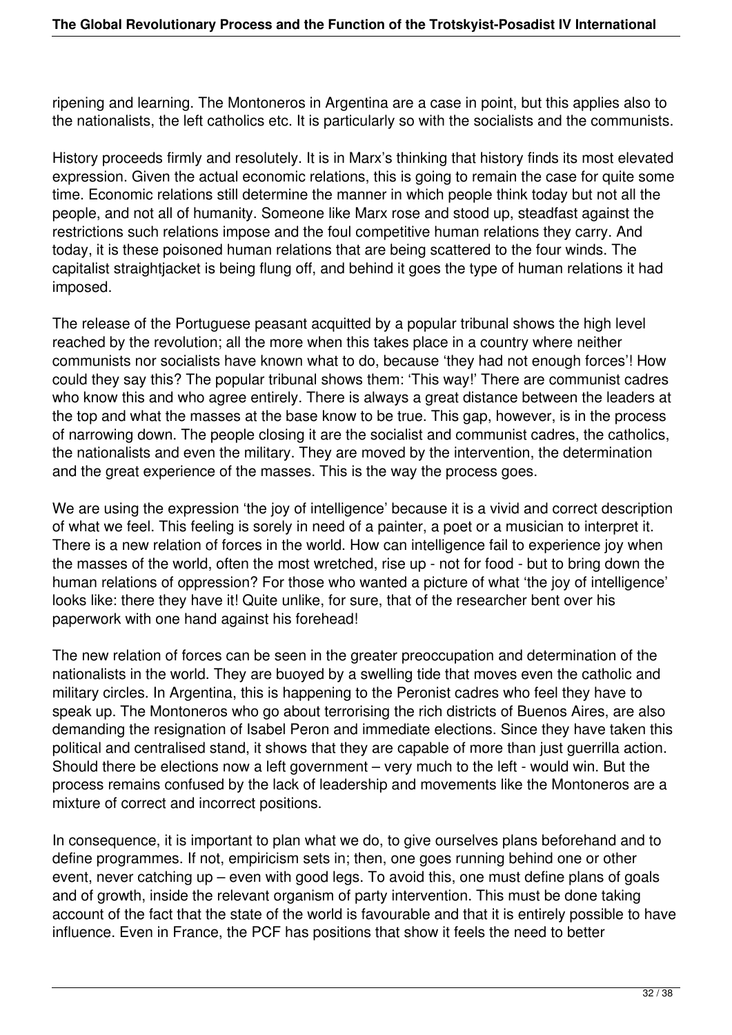ripening and learning. The Montoneros in Argentina are a case in point, but this applies also to the nationalists, the left catholics etc. It is particularly so with the socialists and the communists.

History proceeds firmly and resolutely. It is in Marx's thinking that history finds its most elevated expression. Given the actual economic relations, this is going to remain the case for quite some time. Economic relations still determine the manner in which people think today but not all the people, and not all of humanity. Someone like Marx rose and stood up, steadfast against the restrictions such relations impose and the foul competitive human relations they carry. And today, it is these poisoned human relations that are being scattered to the four winds. The capitalist straightjacket is being flung off, and behind it goes the type of human relations it had imposed.

The release of the Portuguese peasant acquitted by a popular tribunal shows the high level reached by the revolution; all the more when this takes place in a country where neither communists nor socialists have known what to do, because 'they had not enough forces'! How could they say this? The popular tribunal shows them: 'This way!' There are communist cadres who know this and who agree entirely. There is always a great distance between the leaders at the top and what the masses at the base know to be true. This gap, however, is in the process of narrowing down. The people closing it are the socialist and communist cadres, the catholics, the nationalists and even the military. They are moved by the intervention, the determination and the great experience of the masses. This is the way the process goes.

We are using the expression 'the joy of intelligence' because it is a vivid and correct description of what we feel. This feeling is sorely in need of a painter, a poet or a musician to interpret it. There is a new relation of forces in the world. How can intelligence fail to experience joy when the masses of the world, often the most wretched, rise up - not for food - but to bring down the human relations of oppression? For those who wanted a picture of what 'the joy of intelligence' looks like: there they have it! Quite unlike, for sure, that of the researcher bent over his paperwork with one hand against his forehead!

The new relation of forces can be seen in the greater preoccupation and determination of the nationalists in the world. They are buoyed by a swelling tide that moves even the catholic and military circles. In Argentina, this is happening to the Peronist cadres who feel they have to speak up. The Montoneros who go about terrorising the rich districts of Buenos Aires, are also demanding the resignation of Isabel Peron and immediate elections. Since they have taken this political and centralised stand, it shows that they are capable of more than just guerrilla action. Should there be elections now a left government – very much to the left - would win. But the process remains confused by the lack of leadership and movements like the Montoneros are a mixture of correct and incorrect positions.

In consequence, it is important to plan what we do, to give ourselves plans beforehand and to define programmes. If not, empiricism sets in; then, one goes running behind one or other event, never catching up – even with good legs. To avoid this, one must define plans of goals and of growth, inside the relevant organism of party intervention. This must be done taking account of the fact that the state of the world is favourable and that it is entirely possible to have influence. Even in France, the PCF has positions that show it feels the need to better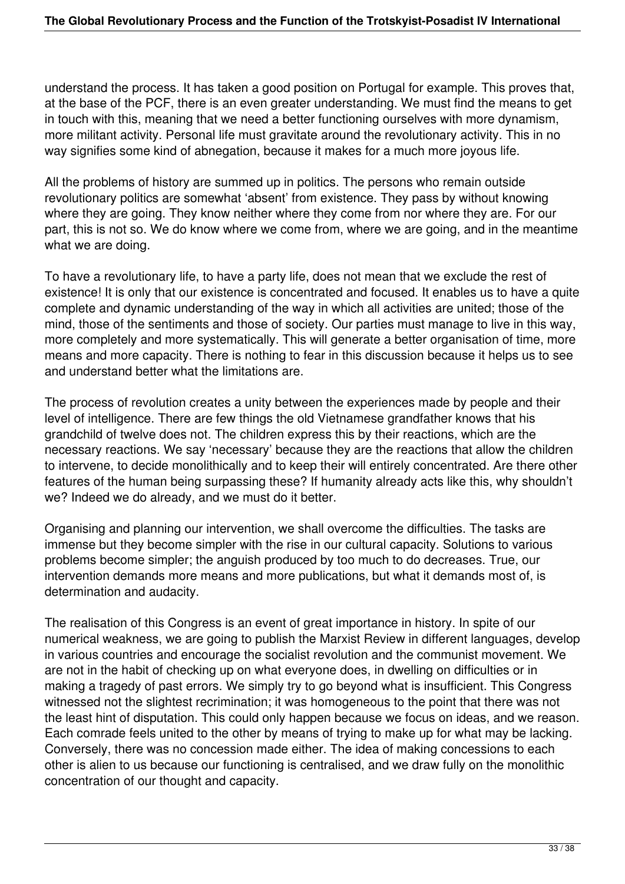understand the process. It has taken a good position on Portugal for example. This proves that, at the base of the PCF, there is an even greater understanding. We must find the means to get in touch with this, meaning that we need a better functioning ourselves with more dynamism, more militant activity. Personal life must gravitate around the revolutionary activity. This in no way signifies some kind of abnegation, because it makes for a much more joyous life.

All the problems of history are summed up in politics. The persons who remain outside revolutionary politics are somewhat 'absent' from existence. They pass by without knowing where they are going. They know neither where they come from nor where they are. For our part, this is not so. We do know where we come from, where we are going, and in the meantime what we are doing.

To have a revolutionary life, to have a party life, does not mean that we exclude the rest of existence! It is only that our existence is concentrated and focused. It enables us to have a quite complete and dynamic understanding of the way in which all activities are united; those of the mind, those of the sentiments and those of society. Our parties must manage to live in this way, more completely and more systematically. This will generate a better organisation of time, more means and more capacity. There is nothing to fear in this discussion because it helps us to see and understand better what the limitations are.

The process of revolution creates a unity between the experiences made by people and their level of intelligence. There are few things the old Vietnamese grandfather knows that his grandchild of twelve does not. The children express this by their reactions, which are the necessary reactions. We say 'necessary' because they are the reactions that allow the children to intervene, to decide monolithically and to keep their will entirely concentrated. Are there other features of the human being surpassing these? If humanity already acts like this, why shouldn't we? Indeed we do already, and we must do it better.

Organising and planning our intervention, we shall overcome the difficulties. The tasks are immense but they become simpler with the rise in our cultural capacity. Solutions to various problems become simpler; the anguish produced by too much to do decreases. True, our intervention demands more means and more publications, but what it demands most of, is determination and audacity.

The realisation of this Congress is an event of great importance in history. In spite of our numerical weakness, we are going to publish the Marxist Review in different languages, develop in various countries and encourage the socialist revolution and the communist movement. We are not in the habit of checking up on what everyone does, in dwelling on difficulties or in making a tragedy of past errors. We simply try to go beyond what is insufficient. This Congress witnessed not the slightest recrimination; it was homogeneous to the point that there was not the least hint of disputation. This could only happen because we focus on ideas, and we reason. Each comrade feels united to the other by means of trying to make up for what may be lacking. Conversely, there was no concession made either. The idea of making concessions to each other is alien to us because our functioning is centralised, and we draw fully on the monolithic concentration of our thought and capacity.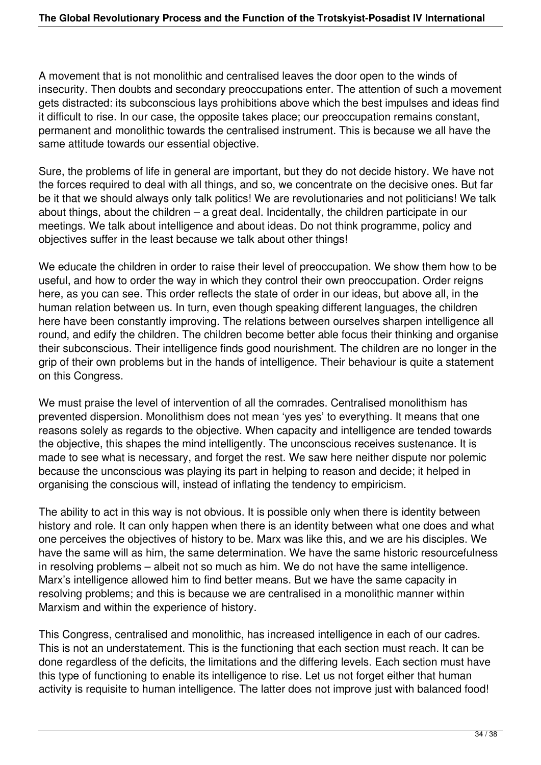A movement that is not monolithic and centralised leaves the door open to the winds of insecurity. Then doubts and secondary preoccupations enter. The attention of such a movement gets distracted: its subconscious lays prohibitions above which the best impulses and ideas find it difficult to rise. In our case, the opposite takes place; our preoccupation remains constant, permanent and monolithic towards the centralised instrument. This is because we all have the same attitude towards our essential objective.

Sure, the problems of life in general are important, but they do not decide history. We have not the forces required to deal with all things, and so, we concentrate on the decisive ones. But far be it that we should always only talk politics! We are revolutionaries and not politicians! We talk about things, about the children – a great deal. Incidentally, the children participate in our meetings. We talk about intelligence and about ideas. Do not think programme, policy and objectives suffer in the least because we talk about other things!

We educate the children in order to raise their level of preoccupation. We show them how to be useful, and how to order the way in which they control their own preoccupation. Order reigns here, as you can see. This order reflects the state of order in our ideas, but above all, in the human relation between us. In turn, even though speaking different languages, the children here have been constantly improving. The relations between ourselves sharpen intelligence all round, and edify the children. The children become better able focus their thinking and organise their subconscious. Their intelligence finds good nourishment. The children are no longer in the grip of their own problems but in the hands of intelligence. Their behaviour is quite a statement on this Congress.

We must praise the level of intervention of all the comrades. Centralised monolithism has prevented dispersion. Monolithism does not mean 'yes yes' to everything. It means that one reasons solely as regards to the objective. When capacity and intelligence are tended towards the objective, this shapes the mind intelligently. The unconscious receives sustenance. It is made to see what is necessary, and forget the rest. We saw here neither dispute nor polemic because the unconscious was playing its part in helping to reason and decide; it helped in organising the conscious will, instead of inflating the tendency to empiricism.

The ability to act in this way is not obvious. It is possible only when there is identity between history and role. It can only happen when there is an identity between what one does and what one perceives the objectives of history to be. Marx was like this, and we are his disciples. We have the same will as him, the same determination. We have the same historic resourcefulness in resolving problems – albeit not so much as him. We do not have the same intelligence. Marx's intelligence allowed him to find better means. But we have the same capacity in resolving problems; and this is because we are centralised in a monolithic manner within Marxism and within the experience of history.

This Congress, centralised and monolithic, has increased intelligence in each of our cadres. This is not an understatement. This is the functioning that each section must reach. It can be done regardless of the deficits, the limitations and the differing levels. Each section must have this type of functioning to enable its intelligence to rise. Let us not forget either that human activity is requisite to human intelligence. The latter does not improve just with balanced food!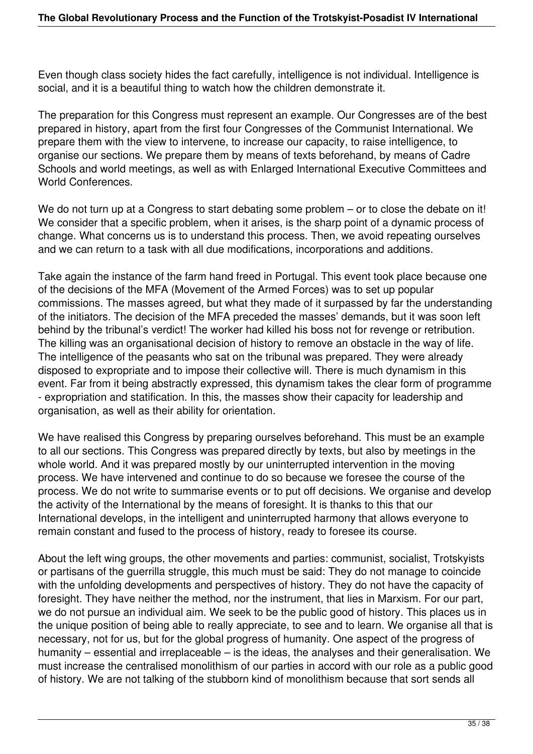Even though class society hides the fact carefully, intelligence is not individual. Intelligence is social, and it is a beautiful thing to watch how the children demonstrate it.

The preparation for this Congress must represent an example. Our Congresses are of the best prepared in history, apart from the first four Congresses of the Communist International. We prepare them with the view to intervene, to increase our capacity, to raise intelligence, to organise our sections. We prepare them by means of texts beforehand, by means of Cadre Schools and world meetings, as well as with Enlarged International Executive Committees and World Conferences.

We do not turn up at a Congress to start debating some problem – or to close the debate on it! We consider that a specific problem, when it arises, is the sharp point of a dynamic process of change. What concerns us is to understand this process. Then, we avoid repeating ourselves and we can return to a task with all due modifications, incorporations and additions.

Take again the instance of the farm hand freed in Portugal. This event took place because one of the decisions of the MFA (Movement of the Armed Forces) was to set up popular commissions. The masses agreed, but what they made of it surpassed by far the understanding of the initiators. The decision of the MFA preceded the masses' demands, but it was soon left behind by the tribunal's verdict! The worker had killed his boss not for revenge or retribution. The killing was an organisational decision of history to remove an obstacle in the way of life. The intelligence of the peasants who sat on the tribunal was prepared. They were already disposed to expropriate and to impose their collective will. There is much dynamism in this event. Far from it being abstractly expressed, this dynamism takes the clear form of programme - expropriation and statification. In this, the masses show their capacity for leadership and organisation, as well as their ability for orientation.

We have realised this Congress by preparing ourselves beforehand. This must be an example to all our sections. This Congress was prepared directly by texts, but also by meetings in the whole world. And it was prepared mostly by our uninterrupted intervention in the moving process. We have intervened and continue to do so because we foresee the course of the process. We do not write to summarise events or to put off decisions. We organise and develop the activity of the International by the means of foresight. It is thanks to this that our International develops, in the intelligent and uninterrupted harmony that allows everyone to remain constant and fused to the process of history, ready to foresee its course.

About the left wing groups, the other movements and parties: communist, socialist, Trotskyists or partisans of the guerrilla struggle, this much must be said: They do not manage to coincide with the unfolding developments and perspectives of history. They do not have the capacity of foresight. They have neither the method, nor the instrument, that lies in Marxism. For our part, we do not pursue an individual aim. We seek to be the public good of history. This places us in the unique position of being able to really appreciate, to see and to learn. We organise all that is necessary, not for us, but for the global progress of humanity. One aspect of the progress of humanity – essential and irreplaceable – is the ideas, the analyses and their generalisation. We must increase the centralised monolithism of our parties in accord with our role as a public good of history. We are not talking of the stubborn kind of monolithism because that sort sends all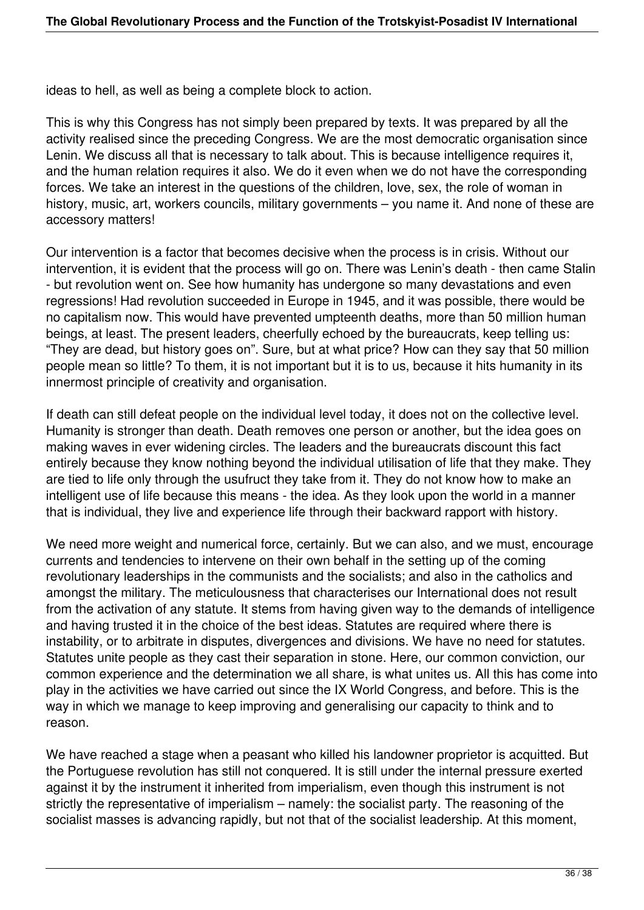ideas to hell, as well as being a complete block to action.

This is why this Congress has not simply been prepared by texts. It was prepared by all the activity realised since the preceding Congress. We are the most democratic organisation since Lenin. We discuss all that is necessary to talk about. This is because intelligence requires it, and the human relation requires it also. We do it even when we do not have the corresponding forces. We take an interest in the questions of the children, love, sex, the role of woman in history, music, art, workers councils, military governments – you name it. And none of these are accessory matters!

Our intervention is a factor that becomes decisive when the process is in crisis. Without our intervention, it is evident that the process will go on. There was Lenin's death - then came Stalin - but revolution went on. See how humanity has undergone so many devastations and even regressions! Had revolution succeeded in Europe in 1945, and it was possible, there would be no capitalism now. This would have prevented umpteenth deaths, more than 50 million human beings, at least. The present leaders, cheerfully echoed by the bureaucrats, keep telling us: "They are dead, but history goes on". Sure, but at what price? How can they say that 50 million people mean so little? To them, it is not important but it is to us, because it hits humanity in its innermost principle of creativity and organisation.

If death can still defeat people on the individual level today, it does not on the collective level. Humanity is stronger than death. Death removes one person or another, but the idea goes on making waves in ever widening circles. The leaders and the bureaucrats discount this fact entirely because they know nothing beyond the individual utilisation of life that they make. They are tied to life only through the usufruct they take from it. They do not know how to make an intelligent use of life because this means - the idea. As they look upon the world in a manner that is individual, they live and experience life through their backward rapport with history.

We need more weight and numerical force, certainly. But we can also, and we must, encourage currents and tendencies to intervene on their own behalf in the setting up of the coming revolutionary leaderships in the communists and the socialists; and also in the catholics and amongst the military. The meticulousness that characterises our International does not result from the activation of any statute. It stems from having given way to the demands of intelligence and having trusted it in the choice of the best ideas. Statutes are required where there is instability, or to arbitrate in disputes, divergences and divisions. We have no need for statutes. Statutes unite people as they cast their separation in stone. Here, our common conviction, our common experience and the determination we all share, is what unites us. All this has come into play in the activities we have carried out since the IX World Congress, and before. This is the way in which we manage to keep improving and generalising our capacity to think and to reason.

We have reached a stage when a peasant who killed his landowner proprietor is acquitted. But the Portuguese revolution has still not conquered. It is still under the internal pressure exerted against it by the instrument it inherited from imperialism, even though this instrument is not strictly the representative of imperialism – namely: the socialist party. The reasoning of the socialist masses is advancing rapidly, but not that of the socialist leadership. At this moment,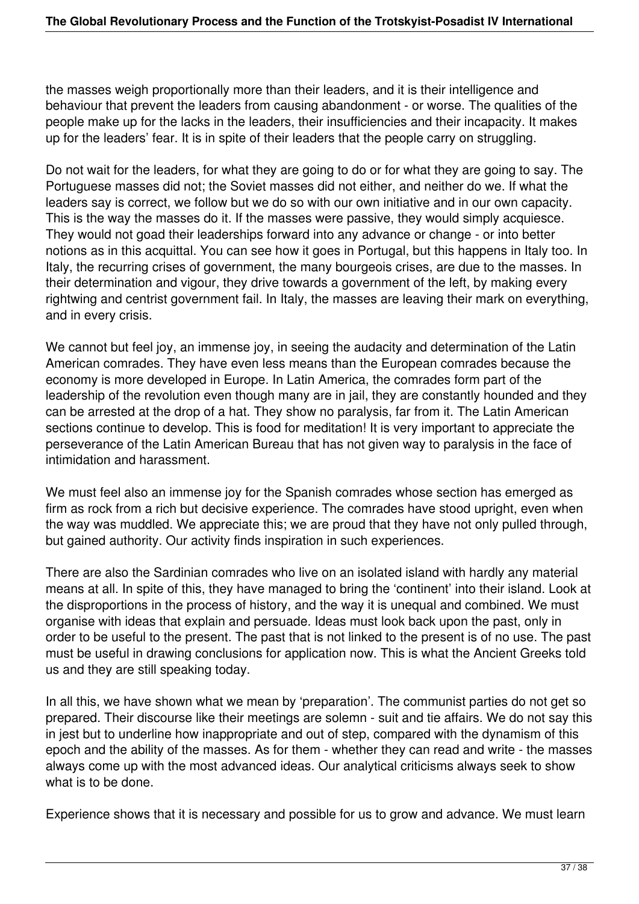the masses weigh proportionally more than their leaders, and it is their intelligence and behaviour that prevent the leaders from causing abandonment - or worse. The qualities of the people make up for the lacks in the leaders, their insufficiencies and their incapacity. It makes up for the leaders' fear. It is in spite of their leaders that the people carry on struggling.

Do not wait for the leaders, for what they are going to do or for what they are going to say. The Portuguese masses did not; the Soviet masses did not either, and neither do we. If what the leaders say is correct, we follow but we do so with our own initiative and in our own capacity. This is the way the masses do it. If the masses were passive, they would simply acquiesce. They would not goad their leaderships forward into any advance or change - or into better notions as in this acquittal. You can see how it goes in Portugal, but this happens in Italy too. In Italy, the recurring crises of government, the many bourgeois crises, are due to the masses. In their determination and vigour, they drive towards a government of the left, by making every rightwing and centrist government fail. In Italy, the masses are leaving their mark on everything, and in every crisis.

We cannot but feel joy, an immense joy, in seeing the audacity and determination of the Latin American comrades. They have even less means than the European comrades because the economy is more developed in Europe. In Latin America, the comrades form part of the leadership of the revolution even though many are in jail, they are constantly hounded and they can be arrested at the drop of a hat. They show no paralysis, far from it. The Latin American sections continue to develop. This is food for meditation! It is very important to appreciate the perseverance of the Latin American Bureau that has not given way to paralysis in the face of intimidation and harassment.

We must feel also an immense joy for the Spanish comrades whose section has emerged as firm as rock from a rich but decisive experience. The comrades have stood upright, even when the way was muddled. We appreciate this; we are proud that they have not only pulled through, but gained authority. Our activity finds inspiration in such experiences.

There are also the Sardinian comrades who live on an isolated island with hardly any material means at all. In spite of this, they have managed to bring the 'continent' into their island. Look at the disproportions in the process of history, and the way it is unequal and combined. We must organise with ideas that explain and persuade. Ideas must look back upon the past, only in order to be useful to the present. The past that is not linked to the present is of no use. The past must be useful in drawing conclusions for application now. This is what the Ancient Greeks told us and they are still speaking today.

In all this, we have shown what we mean by 'preparation'. The communist parties do not get so prepared. Their discourse like their meetings are solemn - suit and tie affairs. We do not say this in jest but to underline how inappropriate and out of step, compared with the dynamism of this epoch and the ability of the masses. As for them - whether they can read and write - the masses always come up with the most advanced ideas. Our analytical criticisms always seek to show what is to be done.

Experience shows that it is necessary and possible for us to grow and advance. We must learn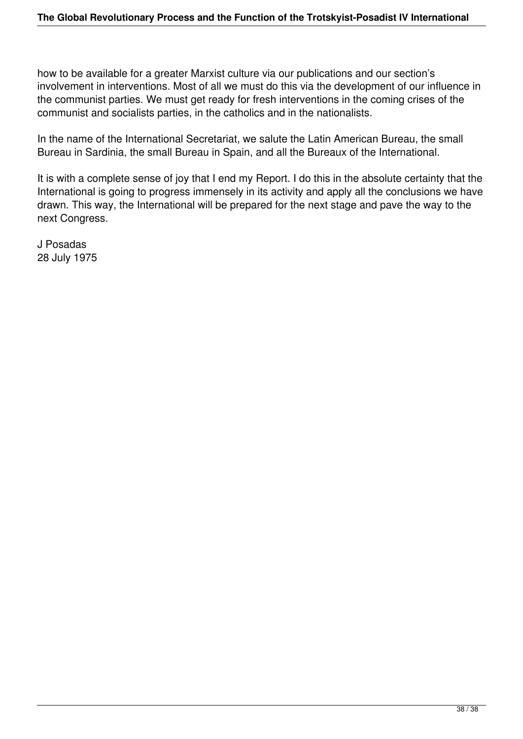how to be available for a greater Marxist culture via our publications and our section's involvement in interventions. Most of all we must do this via the development of our influence in the communist parties. We must get ready for fresh interventions in the coming crises of the communist and socialists parties, in the catholics and in the nationalists.

In the name of the International Secretariat, we salute the Latin American Bureau, the small Bureau in Sardinia, the small Bureau in Spain, and all the Bureaux of the International.

It is with a complete sense of joy that I end my Report. I do this in the absolute certainty that the International is going to progress immensely in its activity and apply all the conclusions we have drawn. This way, the International will be prepared for the next stage and pave the way to the next Congress.

J Posadas
28 July 1975